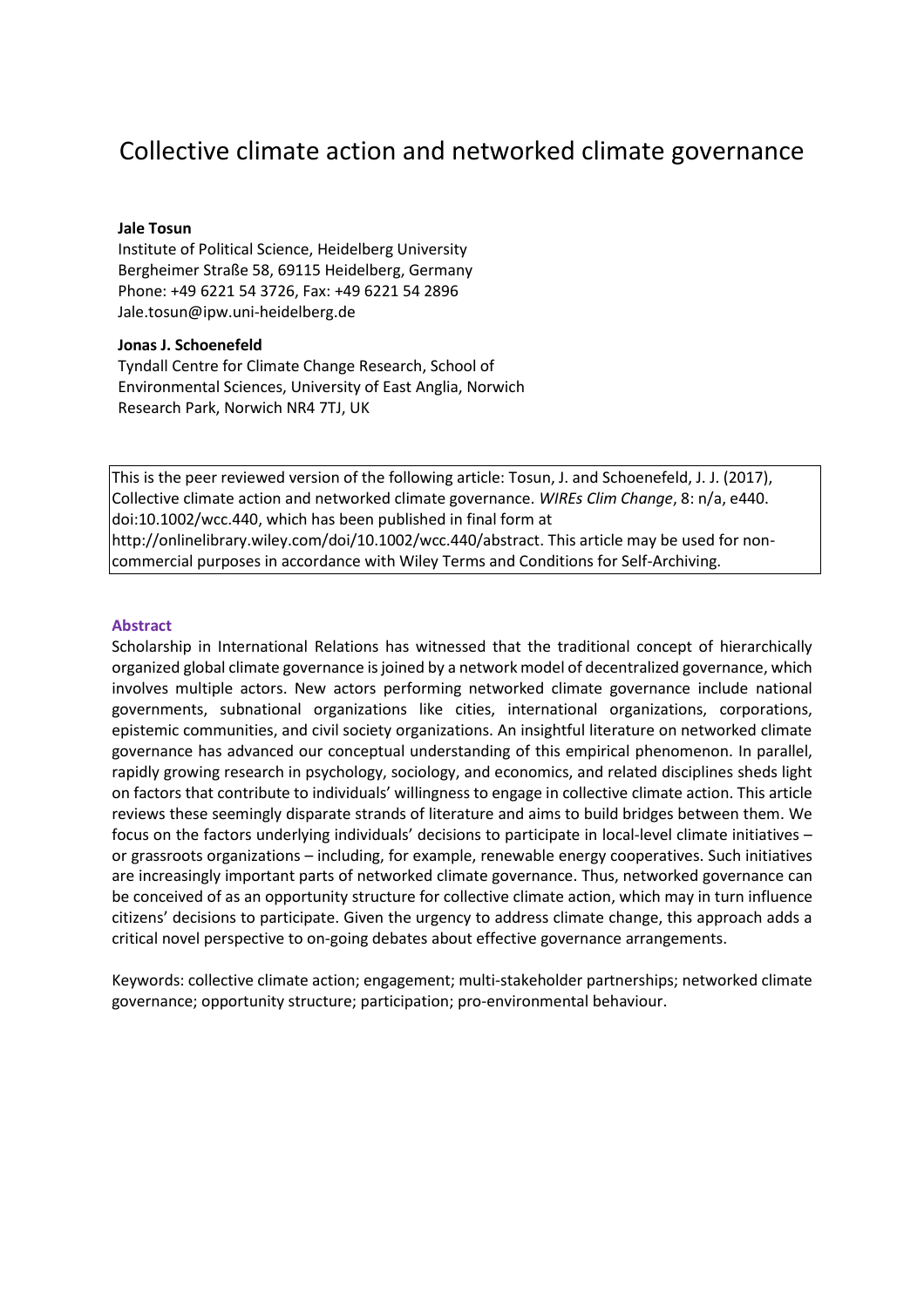# Collective climate action and networked climate governance

**Jale Tosun**

Institute of Political Science, Heidelberg University
Bergheimer Straße 58, 69115 Heidelberg, Germany
Phone: +49 6221 54 3726, Fax: +49 6221 54 2896
Jale.tosun@ipw.uni-heidelberg.de

**Jonas J. Schoenefeld**

Tyndall Centre for Climate Change Research, School of Environmental Sciences, University of East Anglia, Norwich Research Park, Norwich NR4 7TJ, UK

This is the peer reviewed version of the following article: Tosun, J. and Schoenefeld, J. J. (2017), Collective climate action and networked climate governance. *WIREs Clim Change*, 8: n/a, e440. doi:10.1002/wcc.440, which has been published in final form at http://onlinelibrary.wiley.com/doi/10.1002/wcc.440/abstract. This article may be used for non-commercial purposes in accordance with Wiley Terms and Conditions for Self-Archiving.

## Abstract

Scholarship in International Relations has witnessed that the traditional concept of hierarchically organized global climate governance is joined by a network model of decentralized governance, which involves multiple actors. New actors performing networked climate governance include national governments, subnational organizations like cities, international organizations, corporations, epistemic communities, and civil society organizations. An insightful literature on networked climate governance has advanced our conceptual understanding of this empirical phenomenon. In parallel, rapidly growing research in psychology, sociology, and economics, and related disciplines sheds light on factors that contribute to individuals' willingness to engage in collective climate action. This article reviews these seemingly disparate strands of literature and aims to build bridges between them. We focus on the factors underlying individuals' decisions to participate in local-level climate initiatives – or grassroots organizations – including, for example, renewable energy cooperatives. Such initiatives are increasingly important parts of networked climate governance. Thus, networked governance can be conceived of as an opportunity structure for collective climate action, which may in turn influence citizens' decisions to participate. Given the urgency to address climate change, this approach adds a critical novel perspective to on-going debates about effective governance arrangements.

Keywords: collective climate action; engagement; multi-stakeholder partnerships; networked climate governance; opportunity structure; participation; pro-environmental behaviour.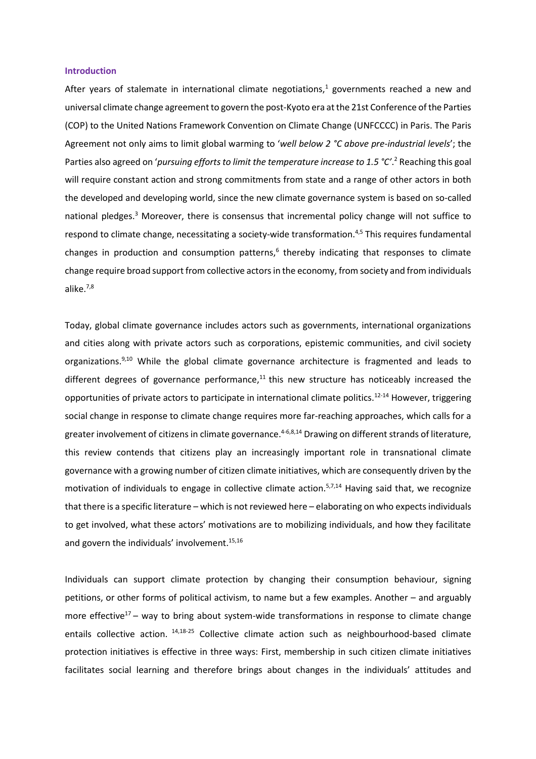## Introduction

After years of stalemate in international climate negotiations,[1] governments reached a new and universal climate change agreement to govern the post-Kyoto era at the 21st Conference of the Parties (COP) to the United Nations Framework Convention on Climate Change (UNFCCC) in Paris. The Paris Agreement not only aims to limit global warming to '*well below 2 °C above pre-industrial levels*'; the Parties also agreed on '*pursuing efforts to limit the temperature increase to 1.5 °C*'.[2] Reaching this goal will require constant action and strong commitments from state and a range of other actors in both the developed and developing world, since the new climate governance system is based on so-called national pledges.[3] Moreover, there is consensus that incremental policy change will not suffice to respond to climate change, necessitating a society-wide transformation.[4,5] This requires fundamental changes in production and consumption patterns,[6] thereby indicating that responses to climate change require broad support from collective actors in the economy, from society and from individuals alike.[7,8]

Today, global climate governance includes actors such as governments, international organizations and cities along with private actors such as corporations, epistemic communities, and civil society organizations.[9,10] While the global climate governance architecture is fragmented and leads to different degrees of governance performance,[11] this new structure has noticeably increased the opportunities of private actors to participate in international climate politics.[12-14] However, triggering social change in response to climate change requires more far-reaching approaches, which calls for a greater involvement of citizens in climate governance.[4-6,8,14] Drawing on different strands of literature, this review contends that citizens play an increasingly important role in transnational climate governance with a growing number of citizen climate initiatives, which are consequently driven by the motivation of individuals to engage in collective climate action.[5,7,14] Having said that, we recognize that there is a specific literature – which is not reviewed here – elaborating on who expects individuals to get involved, what these actors' motivations are to mobilizing individuals, and how they facilitate and govern the individuals' involvement.[15,16]

Individuals can support climate protection by changing their consumption behaviour, signing petitions, or other forms of political activism, to name but a few examples. Another – and arguably more effective[17] – way to bring about system-wide transformations in response to climate change entails collective action. [14,18-25] Collective climate action such as neighbourhood-based climate protection initiatives is effective in three ways: First, membership in such citizen climate initiatives facilitates social learning and therefore brings about changes in the individuals' attitudes and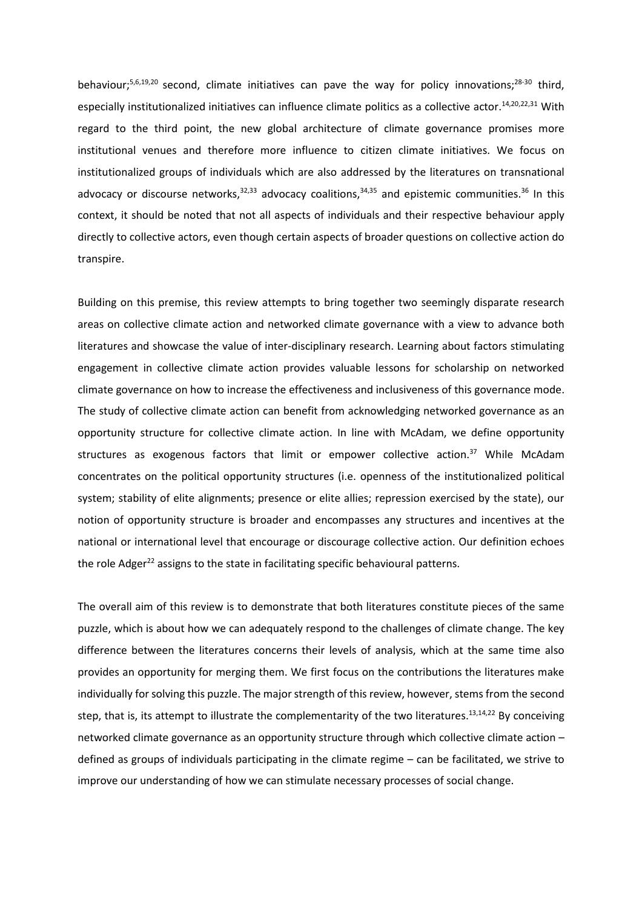behaviour;[5,6,19,20] second, climate initiatives can pave the way for policy innovations;[28-30] third, especially institutionalized initiatives can influence climate politics as a collective actor.[14,20,22,31] With regard to the third point, the new global architecture of climate governance promises more institutional venues and therefore more influence to citizen climate initiatives. We focus on institutionalized groups of individuals which are also addressed by the literatures on transnational advocacy or discourse networks,[32,33] advocacy coalitions,[34,35] and epistemic communities.[36] In this context, it should be noted that not all aspects of individuals and their respective behaviour apply directly to collective actors, even though certain aspects of broader questions on collective action do transpire.

Building on this premise, this review attempts to bring together two seemingly disparate research areas on collective climate action and networked climate governance with a view to advance both literatures and showcase the value of inter-disciplinary research. Learning about factors stimulating engagement in collective climate action provides valuable lessons for scholarship on networked climate governance on how to increase the effectiveness and inclusiveness of this governance mode. The study of collective climate action can benefit from acknowledging networked governance as an opportunity structure for collective climate action. In line with McAdam, we define opportunity structures as exogenous factors that limit or empower collective action.[37] While McAdam concentrates on the political opportunity structures (i.e. openness of the institutionalized political system; stability of elite alignments; presence or elite allies; repression exercised by the state), our notion of opportunity structure is broader and encompasses any structures and incentives at the national or international level that encourage or discourage collective action. Our definition echoes the role Adger[22] assigns to the state in facilitating specific behavioural patterns.

The overall aim of this review is to demonstrate that both literatures constitute pieces of the same puzzle, which is about how we can adequately respond to the challenges of climate change. The key difference between the literatures concerns their levels of analysis, which at the same time also provides an opportunity for merging them. We first focus on the contributions the literatures make individually for solving this puzzle. The major strength of this review, however, stems from the second step, that is, its attempt to illustrate the complementarity of the two literatures.[13,14,22] By conceiving networked climate governance as an opportunity structure through which collective climate action – defined as groups of individuals participating in the climate regime – can be facilitated, we strive to improve our understanding of how we can stimulate necessary processes of social change.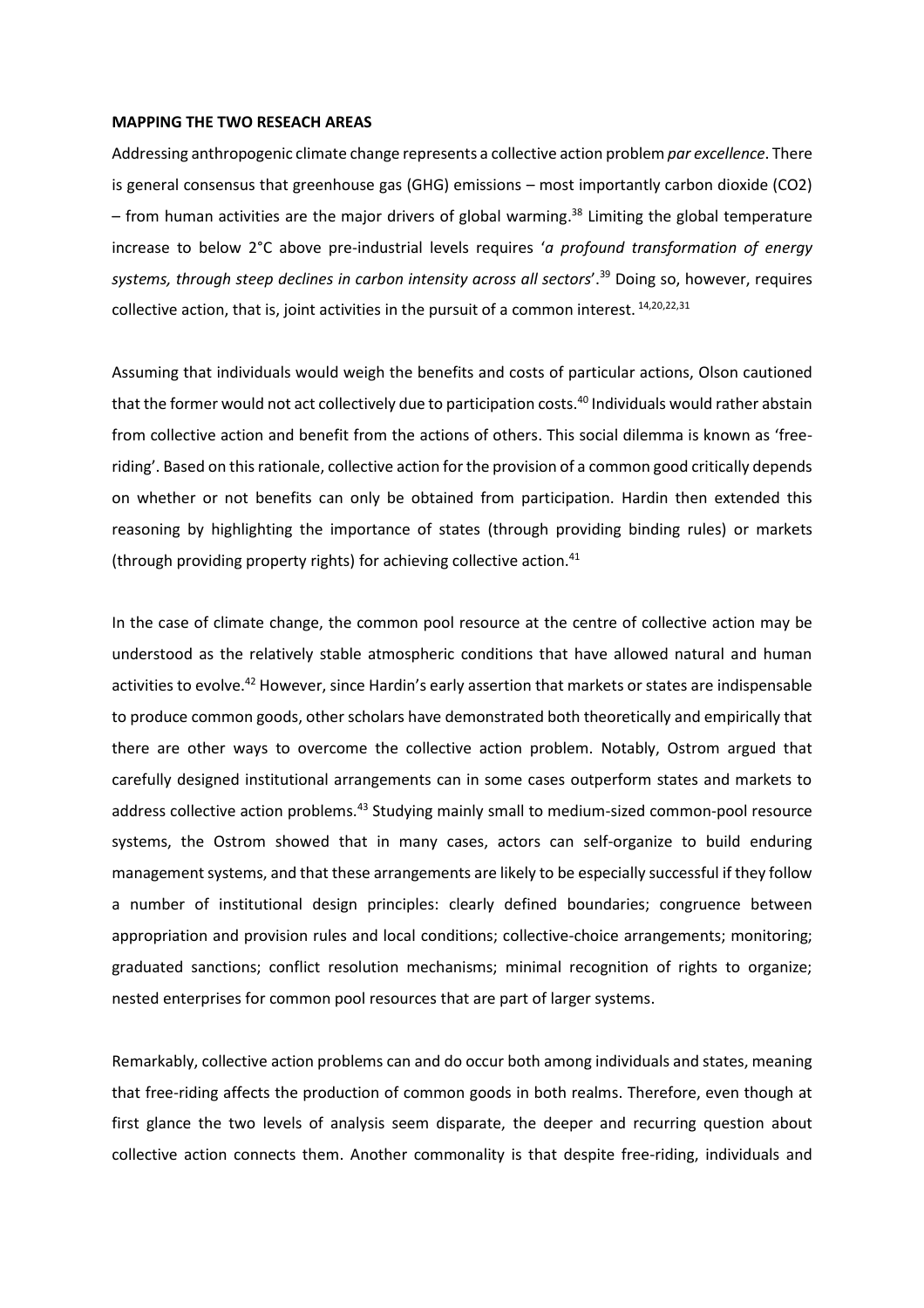**MAPPING THE TWO RESEACH AREAS**

Addressing anthropogenic climate change represents a collective action problem *par excellence*. There is general consensus that greenhouse gas (GHG) emissions – most importantly carbon dioxide ($CO_2$) – from human activities are the major drivers of global warming.[38] Limiting the global temperature increase to below 2°C above pre-industrial levels requires '*a profound transformation of energy systems, through steep declines in carbon intensity across all sectors*'.[39] Doing so, however, requires collective action, that is, joint activities in the pursuit of a common interest. [14,20,22,31]

Assuming that individuals would weigh the benefits and costs of particular actions, Olson cautioned that the former would not act collectively due to participation costs.[40] Individuals would rather abstain from collective action and benefit from the actions of others. This social dilemma is known as 'free-riding'. Based on this rationale, collective action for the provision of a common good critically depends on whether or not benefits can only be obtained from participation. Hardin then extended this reasoning by highlighting the importance of states (through providing binding rules) or markets (through providing property rights) for achieving collective action.[41]

In the case of climate change, the common pool resource at the centre of collective action may be understood as the relatively stable atmospheric conditions that have allowed natural and human activities to evolve.[42] However, since Hardin's early assertion that markets or states are indispensable to produce common goods, other scholars have demonstrated both theoretically and empirically that there are other ways to overcome the collective action problem. Notably, Ostrom argued that carefully designed institutional arrangements can in some cases outperform states and markets to address collective action problems.[43] Studying mainly small to medium-sized common-pool resource systems, the Ostrom showed that in many cases, actors can self-organize to build enduring management systems, and that these arrangements are likely to be especially successful if they follow a number of institutional design principles: clearly defined boundaries; congruence between appropriation and provision rules and local conditions; collective-choice arrangements; monitoring; graduated sanctions; conflict resolution mechanisms; minimal recognition of rights to organize; nested enterprises for common pool resources that are part of larger systems.

Remarkably, collective action problems can and do occur both among individuals and states, meaning that free-riding affects the production of common goods in both realms. Therefore, even though at first glance the two levels of analysis seem disparate, the deeper and recurring question about collective action connects them. Another commonality is that despite free-riding, individuals and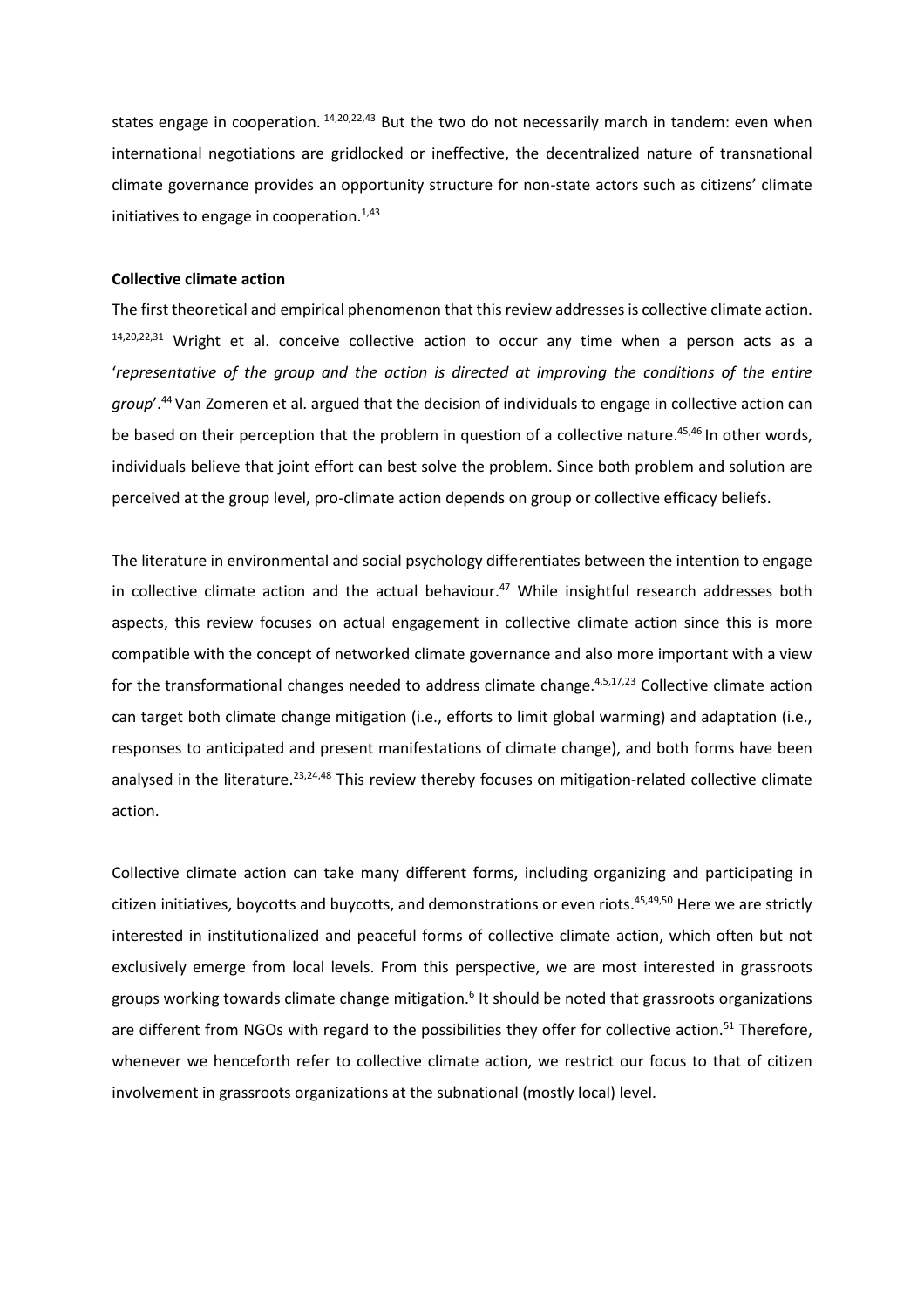states engage in cooperation. [14,20,22,43] But the two do not necessarily march in tandem: even when international negotiations are gridlocked or ineffective, the decentralized nature of transnational climate governance provides an opportunity structure for non-state actors such as citizens' climate initiatives to engage in cooperation.[1,43]

**Collective climate action**

The first theoretical and empirical phenomenon that this review addresses is collective climate action. [14,20,22,31] Wright et al. conceive collective action to occur any time when a person acts as a '*representative of the group and the action is directed at improving the conditions of the entire group*'.[44] Van Zomeren et al. argued that the decision of individuals to engage in collective action can be based on their perception that the problem in question of a collective nature.[45,46] In other words, individuals believe that joint effort can best solve the problem. Since both problem and solution are perceived at the group level, pro-climate action depends on group or collective efficacy beliefs.

The literature in environmental and social psychology differentiates between the intention to engage in collective climate action and the actual behaviour.[47] While insightful research addresses both aspects, this review focuses on actual engagement in collective climate action since this is more compatible with the concept of networked climate governance and also more important with a view for the transformational changes needed to address climate change.[4,5,17,23] Collective climate action can target both climate change mitigation (i.e., efforts to limit global warming) and adaptation (i.e., responses to anticipated and present manifestations of climate change), and both forms have been analysed in the literature.[23,24,48] This review thereby focuses on mitigation-related collective climate action.

Collective climate action can take many different forms, including organizing and participating in citizen initiatives, boycotts and buycotts, and demonstrations or even riots.[45,49,50] Here we are strictly interested in institutionalized and peaceful forms of collective climate action, which often but not exclusively emerge from local levels. From this perspective, we are most interested in grassroots groups working towards climate change mitigation.[6] It should be noted that grassroots organizations are different from NGOs with regard to the possibilities they offer for collective action.[51] Therefore, whenever we henceforth refer to collective climate action, we restrict our focus to that of citizen involvement in grassroots organizations at the subnational (mostly local) level.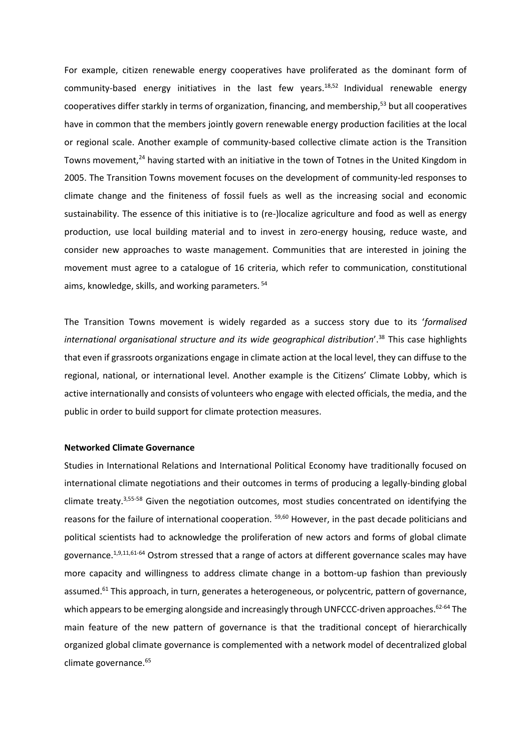For example, citizen renewable energy cooperatives have proliferated as the dominant form of community-based energy initiatives in the last few years.[18,52] Individual renewable energy cooperatives differ starkly in terms of organization, financing, and membership,[53] but all cooperatives have in common that the members jointly govern renewable energy production facilities at the local or regional scale. Another example of community-based collective climate action is the Transition Towns movement,[24] having started with an initiative in the town of Totnes in the United Kingdom in 2005. The Transition Towns movement focuses on the development of community-led responses to climate change and the finiteness of fossil fuels as well as the increasing social and economic sustainability. The essence of this initiative is to (re-)localize agriculture and food as well as energy production, use local building material and to invest in zero-energy housing, reduce waste, and consider new approaches to waste management. Communities that are interested in joining the movement must agree to a catalogue of 16 criteria, which refer to communication, constitutional aims, knowledge, skills, and working parameters.[54]

The Transition Towns movement is widely regarded as a success story due to its '*formalised international organisational structure and its wide geographical distribution*'.[38] This case highlights that even if grassroots organizations engage in climate action at the local level, they can diffuse to the regional, national, or international level. Another example is the Citizens' Climate Lobby, which is active internationally and consists of volunteers who engage with elected officials, the media, and the public in order to build support for climate protection measures.

**Networked Climate Governance**

Studies in International Relations and International Political Economy have traditionally focused on international climate negotiations and their outcomes in terms of producing a legally-binding global climate treaty.[3,55-58] Given the negotiation outcomes, most studies concentrated on identifying the reasons for the failure of international cooperation.[59,60] However, in the past decade politicians and political scientists had to acknowledge the proliferation of new actors and forms of global climate governance.[1,9,11,61-64] Ostrom stressed that a range of actors at different governance scales may have more capacity and willingness to address climate change in a bottom-up fashion than previously assumed.[61] This approach, in turn, generates a heterogeneous, or polycentric, pattern of governance, which appears to be emerging alongside and increasingly through UNFCCC-driven approaches.[62-64] The main feature of the new pattern of governance is that the traditional concept of hierarchically organized global climate governance is complemented with a network model of decentralized global climate governance.[65]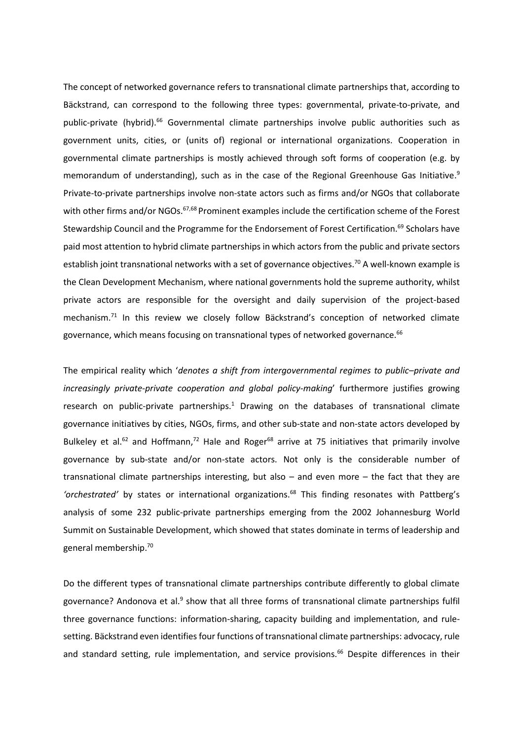The concept of networked governance refers to transnational climate partnerships that, according to Bäckstrand, can correspond to the following three types: governmental, private-to-private, and public-private (hybrid).[66] Governmental climate partnerships involve public authorities such as government units, cities, or (units of) regional or international organizations. Cooperation in governmental climate partnerships is mostly achieved through soft forms of cooperation (e.g. by memorandum of understanding), such as in the case of the Regional Greenhouse Gas Initiative.[9] Private-to-private partnerships involve non-state actors such as firms and/or NGOs that collaborate with other firms and/or NGOs.[67,68] Prominent examples include the certification scheme of the Forest Stewardship Council and the Programme for the Endorsement of Forest Certification.[69] Scholars have paid most attention to hybrid climate partnerships in which actors from the public and private sectors establish joint transnational networks with a set of governance objectives.[70] A well-known example is the Clean Development Mechanism, where national governments hold the supreme authority, whilst private actors are responsible for the oversight and daily supervision of the project-based mechanism.[71] In this review we closely follow Bäckstrand's conception of networked climate governance, which means focusing on transnational types of networked governance.[66]

The empirical reality which '*denotes a shift from intergovernmental regimes to public–private and increasingly private-private cooperation and global policy-making*' furthermore justifies growing research on public-private partnerships.[1] Drawing on the databases of transnational climate governance initiatives by cities, NGOs, firms, and other sub-state and non-state actors developed by Bulkeley et al.[62] and Hoffmann,[72] Hale and Roger[68] arrive at 75 initiatives that primarily involve governance by sub-state and/or non-state actors. Not only is the considerable number of transnational climate partnerships interesting, but also – and even more – the fact that they are *'orchestrated'* by states or international organizations.[68] This finding resonates with Pattberg's analysis of some 232 public-private partnerships emerging from the 2002 Johannesburg World Summit on Sustainable Development, which showed that states dominate in terms of leadership and general membership.[70]

Do the different types of transnational climate partnerships contribute differently to global climate governance? Andonova et al.[9] show that all three forms of transnational climate partnerships fulfil three governance functions: information-sharing, capacity building and implementation, and rule-setting. Bäckstrand even identifies four functions of transnational climate partnerships: advocacy, rule and standard setting, rule implementation, and service provisions.[66] Despite differences in their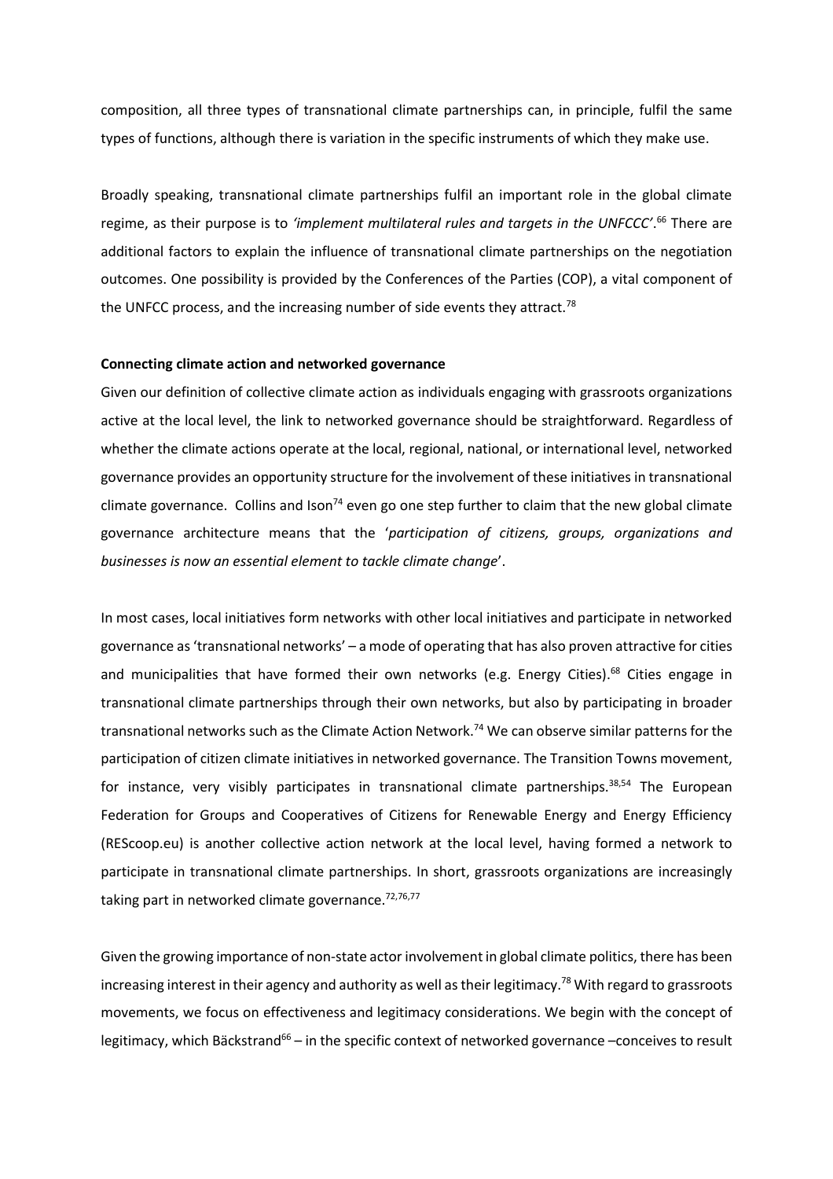composition, all three types of transnational climate partnerships can, in principle, fulfil the same types of functions, although there is variation in the specific instruments of which they make use.

Broadly speaking, transnational climate partnerships fulfil an important role in the global climate regime, as their purpose is to *'implement multilateral rules and targets in the UNFCCC'*.[66] There are additional factors to explain the influence of transnational climate partnerships on the negotiation outcomes. One possibility is provided by the Conferences of the Parties (COP), a vital component of the UNFCC process, and the increasing number of side events they attract.[78]

**Connecting climate action and networked governance**

Given our definition of collective climate action as individuals engaging with grassroots organizations active at the local level, the link to networked governance should be straightforward. Regardless of whether the climate actions operate at the local, regional, national, or international level, networked governance provides an opportunity structure for the involvement of these initiatives in transnational climate governance. Collins and Ison[74] even go one step further to claim that the new global climate governance architecture means that the '*participation of citizens, groups, organizations and businesses is now an essential element to tackle climate change*'.

In most cases, local initiatives form networks with other local initiatives and participate in networked governance as 'transnational networks' – a mode of operating that has also proven attractive for cities and municipalities that have formed their own networks (e.g. Energy Cities).[68] Cities engage in transnational climate partnerships through their own networks, but also by participating in broader transnational networks such as the Climate Action Network.[74] We can observe similar patterns for the participation of citizen climate initiatives in networked governance. The Transition Towns movement, for instance, very visibly participates in transnational climate partnerships.[38,54] The European Federation for Groups and Cooperatives of Citizens for Renewable Energy and Energy Efficiency (REScoop.eu) is another collective action network at the local level, having formed a network to participate in transnational climate partnerships. In short, grassroots organizations are increasingly taking part in networked climate governance.[72,76,77]

Given the growing importance of non-state actor involvement in global climate politics, there has been increasing interest in their agency and authority as well as their legitimacy.[78] With regard to grassroots movements, we focus on effectiveness and legitimacy considerations. We begin with the concept of legitimacy, which Bäckstrand[66] – in the specific context of networked governance –conceives to result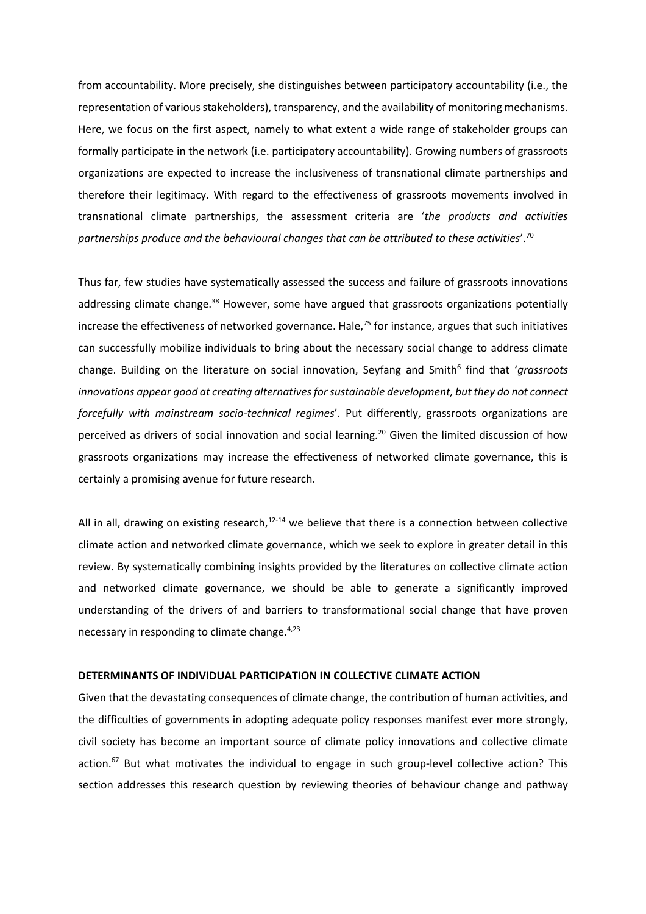from accountability. More precisely, she distinguishes between participatory accountability (i.e., the representation of various stakeholders), transparency, and the availability of monitoring mechanisms. Here, we focus on the first aspect, namely to what extent a wide range of stakeholder groups can formally participate in the network (i.e. participatory accountability). Growing numbers of grassroots organizations are expected to increase the inclusiveness of transnational climate partnerships and therefore their legitimacy. With regard to the effectiveness of grassroots movements involved in transnational climate partnerships, the assessment criteria are '*the products and activities partnerships produce and the behavioural changes that can be attributed to these activities*'.[70]

Thus far, few studies have systematically assessed the success and failure of grassroots innovations addressing climate change.[38] However, some have argued that grassroots organizations potentially increase the effectiveness of networked governance. Hale,[75] for instance, argues that such initiatives can successfully mobilize individuals to bring about the necessary social change to address climate change. Building on the literature on social innovation, Seyfang and Smith[6] find that '*grassroots innovations appear good at creating alternatives for sustainable development, but they do not connect forcefully with mainstream socio-technical regimes*'. Put differently, grassroots organizations are perceived as drivers of social innovation and social learning.[20] Given the limited discussion of how grassroots organizations may increase the effectiveness of networked climate governance, this is certainly a promising avenue for future research.

All in all, drawing on existing research,[12-14] we believe that there is a connection between collective climate action and networked climate governance, which we seek to explore in greater detail in this review. By systematically combining insights provided by the literatures on collective climate action and networked climate governance, we should be able to generate a significantly improved understanding of the drivers of and barriers to transformational social change that have proven necessary in responding to climate change.[4,23]

## DETERMINANTS OF INDIVIDUAL PARTICIPATION IN COLLECTIVE CLIMATE ACTION

Given that the devastating consequences of climate change, the contribution of human activities, and the difficulties of governments in adopting adequate policy responses manifest ever more strongly, civil society has become an important source of climate policy innovations and collective climate action.[67] But what motivates the individual to engage in such group-level collective action? This section addresses this research question by reviewing theories of behaviour change and pathway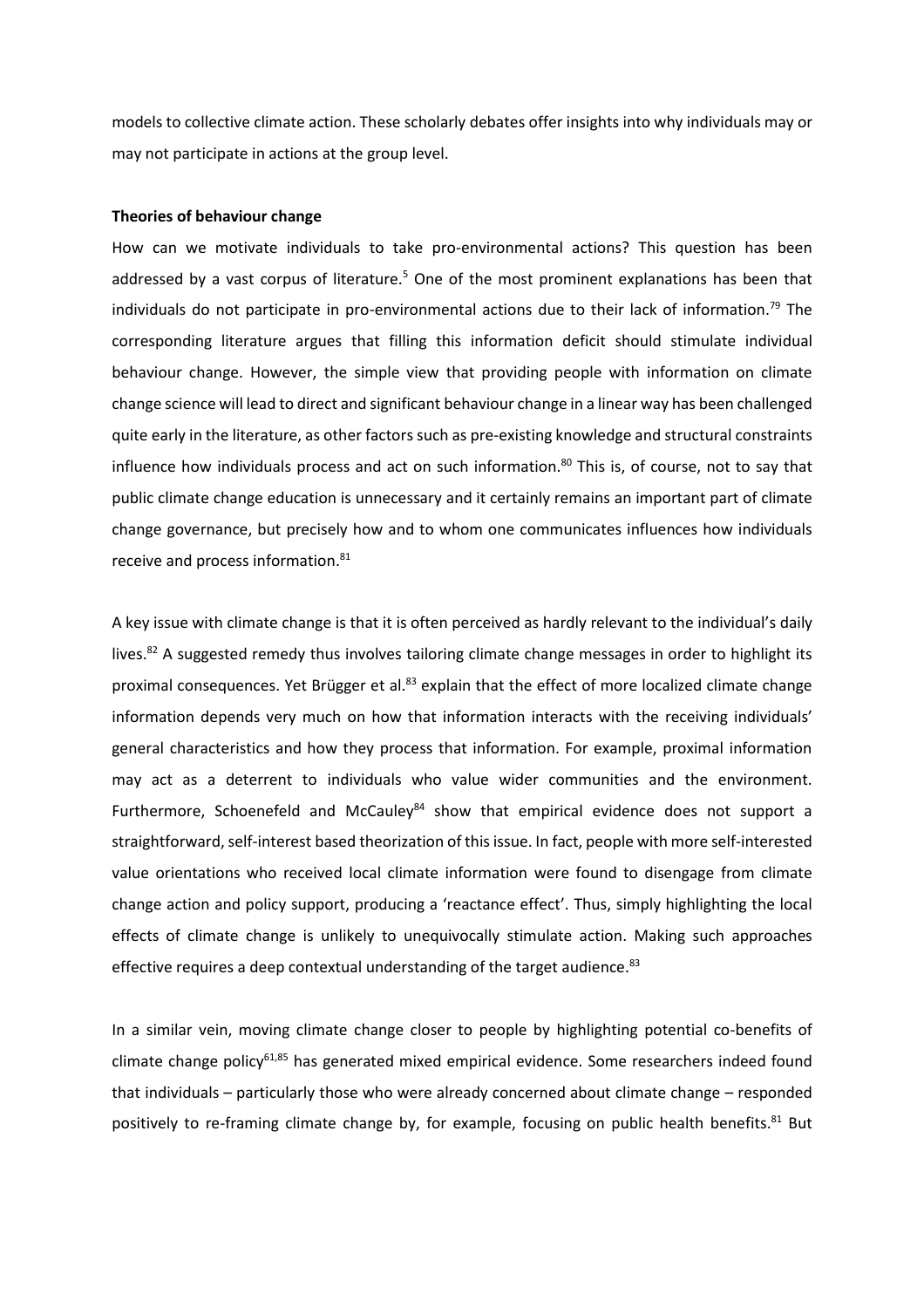models to collective climate action. These scholarly debates offer insights into why individuals may or may not participate in actions at the group level.

**Theories of behaviour change**

How can we motivate individuals to take pro-environmental actions? This question has been addressed by a vast corpus of literature.[5] One of the most prominent explanations has been that individuals do not participate in pro-environmental actions due to their lack of information.[79] The corresponding literature argues that filling this information deficit should stimulate individual behaviour change. However, the simple view that providing people with information on climate change science will lead to direct and significant behaviour change in a linear way has been challenged quite early in the literature, as other factors such as pre-existing knowledge and structural constraints influence how individuals process and act on such information.[80] This is, of course, not to say that public climate change education is unnecessary and it certainly remains an important part of climate change governance, but precisely how and to whom one communicates influences how individuals receive and process information.[81]

A key issue with climate change is that it is often perceived as hardly relevant to the individual's daily lives.[82] A suggested remedy thus involves tailoring climate change messages in order to highlight its proximal consequences. Yet Brügger et al.[83] explain that the effect of more localized climate change information depends very much on how that information interacts with the receiving individuals' general characteristics and how they process that information. For example, proximal information may act as a deterrent to individuals who value wider communities and the environment. Furthermore, Schoenefeld and McCauley[84] show that empirical evidence does not support a straightforward, self-interest based theorization of this issue. In fact, people with more self-interested value orientations who received local climate information were found to disengage from climate change action and policy support, producing a 'reactance effect'. Thus, simply highlighting the local effects of climate change is unlikely to unequivocally stimulate action. Making such approaches effective requires a deep contextual understanding of the target audience.[83]

In a similar vein, moving climate change closer to people by highlighting potential co-benefits of climate change policy[61,85] has generated mixed empirical evidence. Some researchers indeed found that individuals – particularly those who were already concerned about climate change – responded positively to re-framing climate change by, for example, focusing on public health benefits.[81] But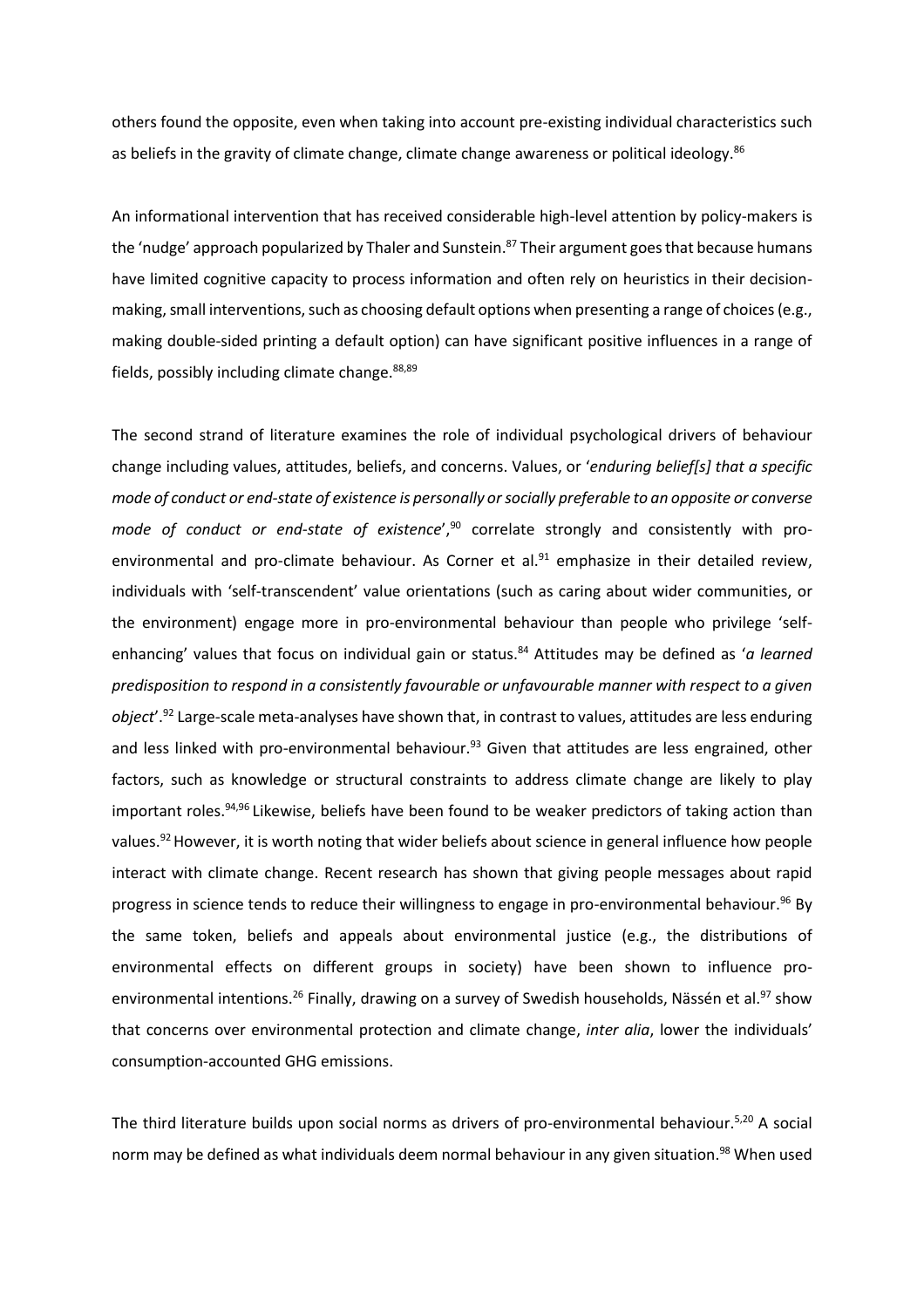others found the opposite, even when taking into account pre-existing individual characteristics such as beliefs in the gravity of climate change, climate change awareness or political ideology.[86]

An informational intervention that has received considerable high-level attention by policy-makers is the 'nudge' approach popularized by Thaler and Sunstein.[87] Their argument goes that because humans have limited cognitive capacity to process information and often rely on heuristics in their decision-making, small interventions, such as choosing default options when presenting a range of choices (e.g., making double-sided printing a default option) can have significant positive influences in a range of fields, possibly including climate change.[88,89]

The second strand of literature examines the role of individual psychological drivers of behaviour change including values, attitudes, beliefs, and concerns. Values, or '*enduring belief[s] that a specific mode of conduct or end-state of existence is personally or socially preferable to an opposite or converse mode of conduct or end-state of existence*',[90] correlate strongly and consistently with pro-environmental and pro-climate behaviour. As Corner et al.[91] emphasize in their detailed review, individuals with 'self-transcendent' value orientations (such as caring about wider communities, or the environment) engage more in pro-environmental behaviour than people who privilege 'self-enhancing' values that focus on individual gain or status.[84] Attitudes may be defined as '*a learned predisposition to respond in a consistently favourable or unfavourable manner with respect to a given object*'.[92] Large-scale meta-analyses have shown that, in contrast to values, attitudes are less enduring and less linked with pro-environmental behaviour.[93] Given that attitudes are less engrained, other factors, such as knowledge or structural constraints to address climate change are likely to play important roles.[94,96] Likewise, beliefs have been found to be weaker predictors of taking action than values.[92] However, it is worth noting that wider beliefs about science in general influence how people interact with climate change. Recent research has shown that giving people messages about rapid progress in science tends to reduce their willingness to engage in pro-environmental behaviour.[96] By the same token, beliefs and appeals about environmental justice (e.g., the distributions of environmental effects on different groups in society) have been shown to influence pro-environmental intentions.[26] Finally, drawing on a survey of Swedish households, Nässén et al.[97] show that concerns over environmental protection and climate change, *inter alia*, lower the individuals' consumption-accounted GHG emissions.

The third literature builds upon social norms as drivers of pro-environmental behaviour.[5,20] A social norm may be defined as what individuals deem normal behaviour in any given situation.[98] When used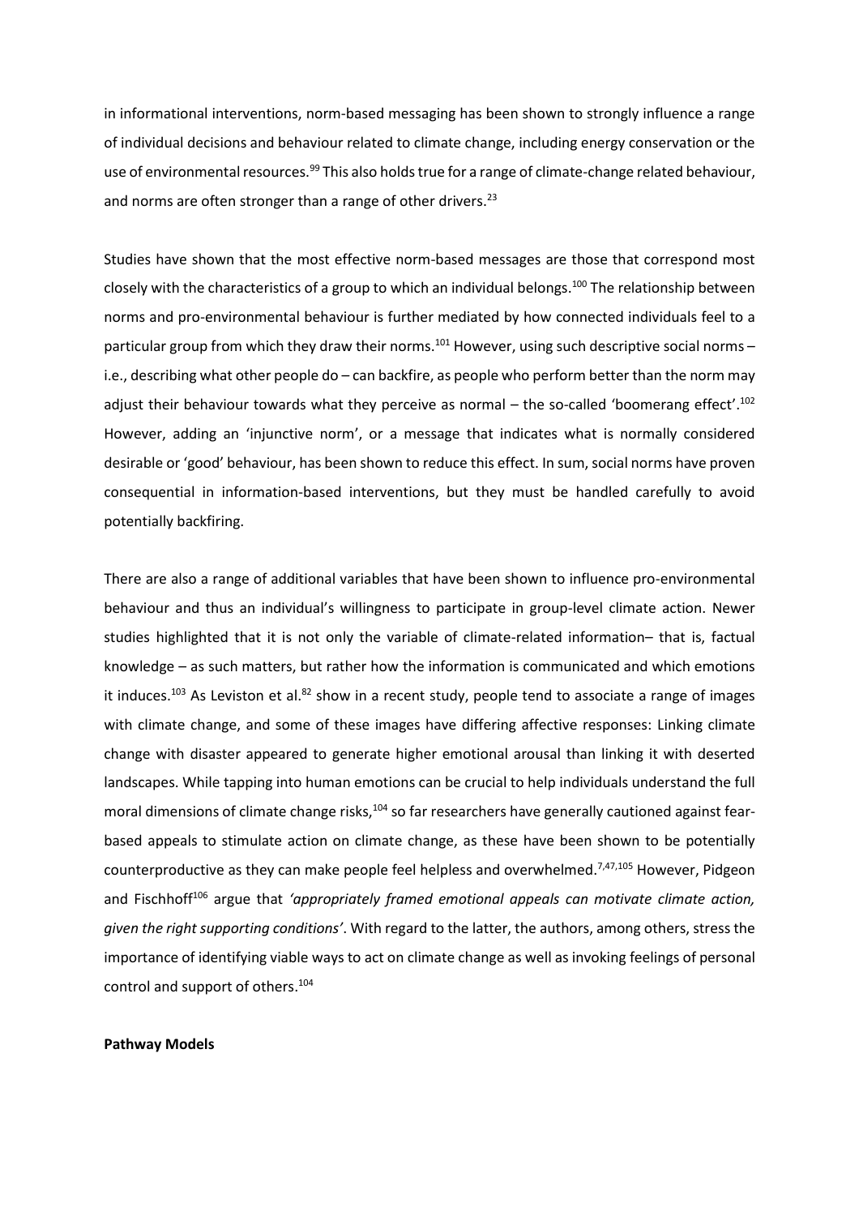in informational interventions, norm-based messaging has been shown to strongly influence a range of individual decisions and behaviour related to climate change, including energy conservation or the use of environmental resources.[99] This also holds true for a range of climate-change related behaviour, and norms are often stronger than a range of other drivers.[23]

Studies have shown that the most effective norm-based messages are those that correspond most closely with the characteristics of a group to which an individual belongs.[100] The relationship between norms and pro-environmental behaviour is further mediated by how connected individuals feel to a particular group from which they draw their norms.[101] However, using such descriptive social norms – i.e., describing what other people do – can backfire, as people who perform better than the norm may adjust their behaviour towards what they perceive as normal – the so-called 'boomerang effect'.[102] However, adding an 'injunctive norm', or a message that indicates what is normally considered desirable or 'good' behaviour, has been shown to reduce this effect. In sum, social norms have proven consequential in information-based interventions, but they must be handled carefully to avoid potentially backfiring.

There are also a range of additional variables that have been shown to influence pro-environmental behaviour and thus an individual's willingness to participate in group-level climate action. Newer studies highlighted that it is not only the variable of climate-related information– that is, factual knowledge – as such matters, but rather how the information is communicated and which emotions it induces.[103] As Leviston et al.[82] show in a recent study, people tend to associate a range of images with climate change, and some of these images have differing affective responses: Linking climate change with disaster appeared to generate higher emotional arousal than linking it with deserted landscapes. While tapping into human emotions can be crucial to help individuals understand the full moral dimensions of climate change risks,[104] so far researchers have generally cautioned against fear-based appeals to stimulate action on climate change, as these have been shown to be potentially counterproductive as they can make people feel helpless and overwhelmed.[7,47,105] However, Pidgeon and Fischhoff[106] argue that *'appropriately framed emotional appeals can motivate climate action, given the right supporting conditions'*. With regard to the latter, the authors, among others, stress the importance of identifying viable ways to act on climate change as well as invoking feelings of personal control and support of others.[104]

**Pathway Models**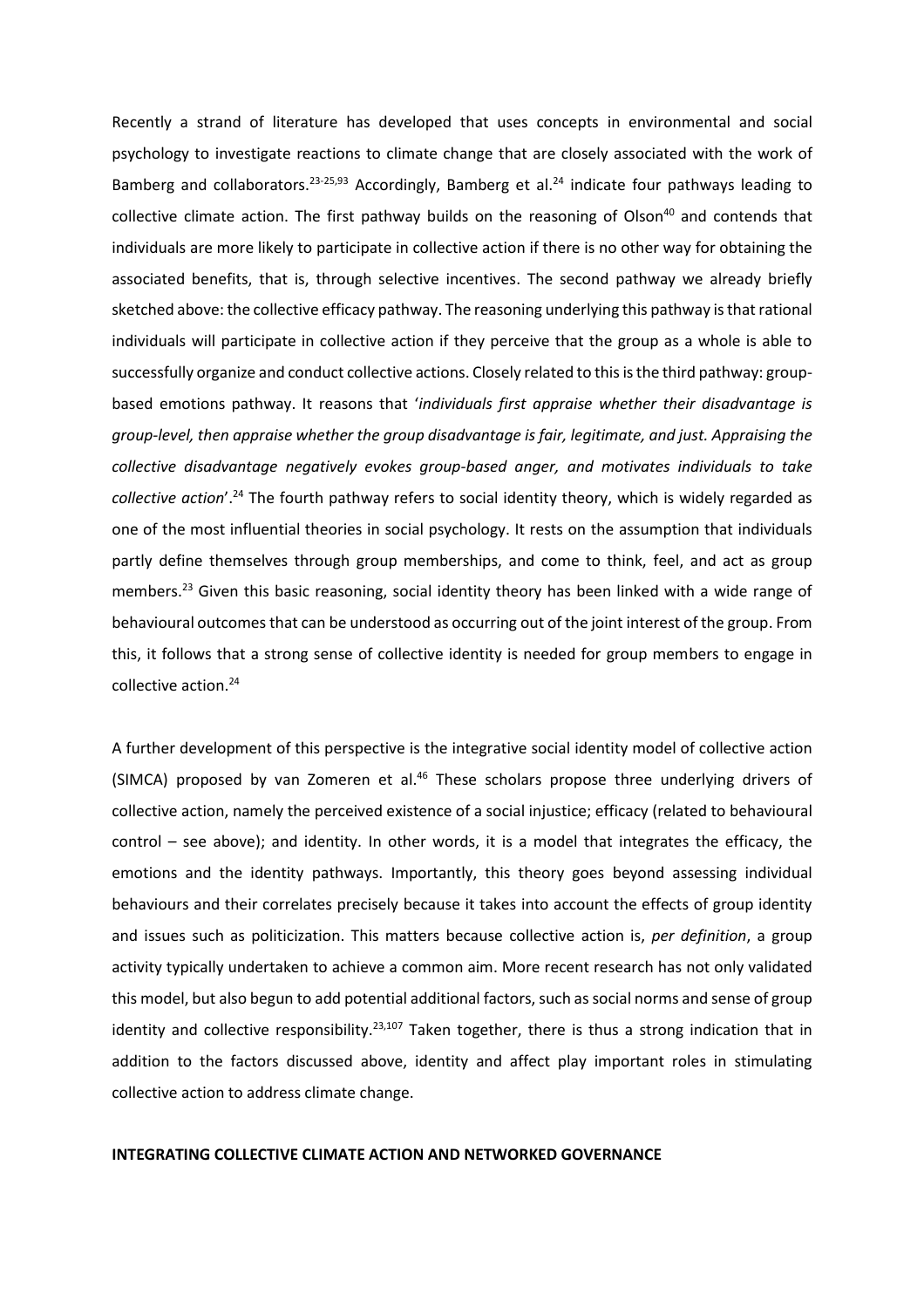Recently a strand of literature has developed that uses concepts in environmental and social psychology to investigate reactions to climate change that are closely associated with the work of Bamberg and collaborators.[23-25,93] Accordingly, Bamberg et al.[24] indicate four pathways leading to collective climate action. The first pathway builds on the reasoning of Olson[40] and contends that individuals are more likely to participate in collective action if there is no other way for obtaining the associated benefits, that is, through selective incentives. The second pathway we already briefly sketched above: the collective efficacy pathway. The reasoning underlying this pathway is that rational individuals will participate in collective action if they perceive that the group as a whole is able to successfully organize and conduct collective actions. Closely related to this is the third pathway: group-based emotions pathway. It reasons that '*individuals first appraise whether their disadvantage is group-level, then appraise whether the group disadvantage is fair, legitimate, and just. Appraising the collective disadvantage negatively evokes group-based anger, and motivates individuals to take collective action*'.[24] The fourth pathway refers to social identity theory, which is widely regarded as one of the most influential theories in social psychology. It rests on the assumption that individuals partly define themselves through group memberships, and come to think, feel, and act as group members.[23] Given this basic reasoning, social identity theory has been linked with a wide range of behavioural outcomes that can be understood as occurring out of the joint interest of the group. From this, it follows that a strong sense of collective identity is needed for group members to engage in collective action.[24]

A further development of this perspective is the integrative social identity model of collective action (SIMCA) proposed by van Zomeren et al.[46] These scholars propose three underlying drivers of collective action, namely the perceived existence of a social injustice; efficacy (related to behavioural control – see above); and identity. In other words, it is a model that integrates the efficacy, the emotions and the identity pathways. Importantly, this theory goes beyond assessing individual behaviours and their correlates precisely because it takes into account the effects of group identity and issues such as politicization. This matters because collective action is, *per definition*, a group activity typically undertaken to achieve a common aim. More recent research has not only validated this model, but also begun to add potential additional factors, such as social norms and sense of group identity and collective responsibility.[23,107] Taken together, there is thus a strong indication that in addition to the factors discussed above, identity and affect play important roles in stimulating collective action to address climate change.

## INTEGRATING COLLECTIVE CLIMATE ACTION AND NETWORKED GOVERNANCE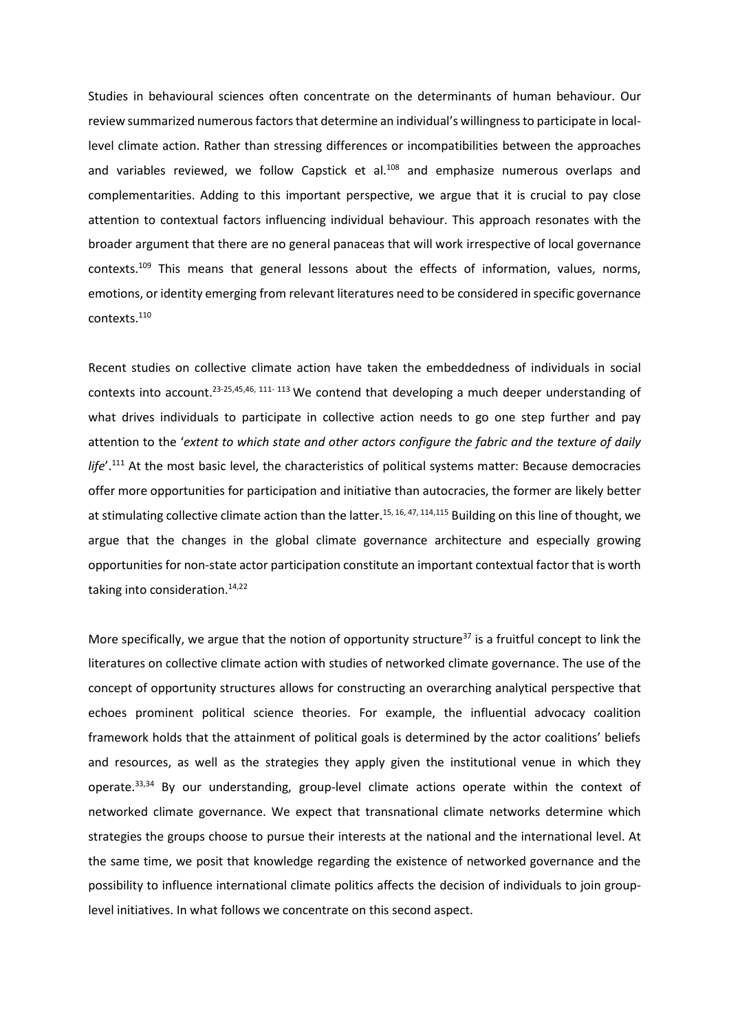Studies in behavioural sciences often concentrate on the determinants of human behaviour. Our review summarized numerous factors that determine an individual's willingness to participate in local-level climate action. Rather than stressing differences or incompatibilities between the approaches and variables reviewed, we follow Capstick et al.[108] and emphasize numerous overlaps and complementarities. Adding to this important perspective, we argue that it is crucial to pay close attention to contextual factors influencing individual behaviour. This approach resonates with the broader argument that there are no general panaceas that will work irrespective of local governance contexts.[109] This means that general lessons about the effects of information, values, norms, emotions, or identity emerging from relevant literatures need to be considered in specific governance contexts.[110]

Recent studies on collective climate action have taken the embeddedness of individuals in social contexts into account.[23-25,45,46, 111- 113] We contend that developing a much deeper understanding of what drives individuals to participate in collective action needs to go one step further and pay attention to the '*extent to which state and other actors configure the fabric and the texture of daily life*'.[111] At the most basic level, the characteristics of political systems matter: Because democracies offer more opportunities for participation and initiative than autocracies, the former are likely better at stimulating collective climate action than the latter.[15, 16, 47, 114,115] Building on this line of thought, we argue that the changes in the global climate governance architecture and especially growing opportunities for non-state actor participation constitute an important contextual factor that is worth taking into consideration.[14,22]

More specifically, we argue that the notion of opportunity structure[37] is a fruitful concept to link the literatures on collective climate action with studies of networked climate governance. The use of the concept of opportunity structures allows for constructing an overarching analytical perspective that echoes prominent political science theories. For example, the influential advocacy coalition framework holds that the attainment of political goals is determined by the actor coalitions' beliefs and resources, as well as the strategies they apply given the institutional venue in which they operate.[33,34] By our understanding, group-level climate actions operate within the context of networked climate governance. We expect that transnational climate networks determine which strategies the groups choose to pursue their interests at the national and the international level. At the same time, we posit that knowledge regarding the existence of networked governance and the possibility to influence international climate politics affects the decision of individuals to join group-level initiatives. In what follows we concentrate on this second aspect.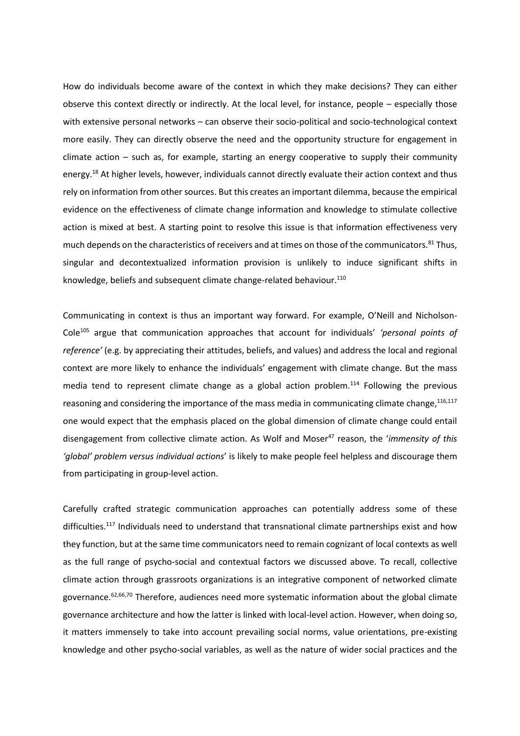How do individuals become aware of the context in which they make decisions? They can either observe this context directly or indirectly. At the local level, for instance, people – especially those with extensive personal networks – can observe their socio-political and socio-technological context more easily. They can directly observe the need and the opportunity structure for engagement in climate action – such as, for example, starting an energy cooperative to supply their community energy.[18] At higher levels, however, individuals cannot directly evaluate their action context and thus rely on information from other sources. But this creates an important dilemma, because the empirical evidence on the effectiveness of climate change information and knowledge to stimulate collective action is mixed at best. A starting point to resolve this issue is that information effectiveness very much depends on the characteristics of receivers and at times on those of the communicators.[81] Thus, singular and decontextualized information provision is unlikely to induce significant shifts in knowledge, beliefs and subsequent climate change-related behaviour.[110]

Communicating in context is thus an important way forward. For example, O'Neill and Nicholson-Cole[105] argue that communication approaches that account for individuals' *'personal points of reference'* (e.g. by appreciating their attitudes, beliefs, and values) and address the local and regional context are more likely to enhance the individuals' engagement with climate change. But the mass media tend to represent climate change as a global action problem.[114] Following the previous reasoning and considering the importance of the mass media in communicating climate change,[116,117] one would expect that the emphasis placed on the global dimension of climate change could entail disengagement from collective climate action. As Wolf and Moser[47] reason, the '*immensity of this 'global' problem versus individual actions*' is likely to make people feel helpless and discourage them from participating in group-level action.

Carefully crafted strategic communication approaches can potentially address some of these difficulties.[117] Individuals need to understand that transnational climate partnerships exist and how they function, but at the same time communicators need to remain cognizant of local contexts as well as the full range of psycho-social and contextual factors we discussed above. To recall, collective climate action through grassroots organizations is an integrative component of networked climate governance.[62,66,70] Therefore, audiences need more systematic information about the global climate governance architecture and how the latter is linked with local-level action. However, when doing so, it matters immensely to take into account prevailing social norms, value orientations, pre-existing knowledge and other psycho-social variables, as well as the nature of wider social practices and the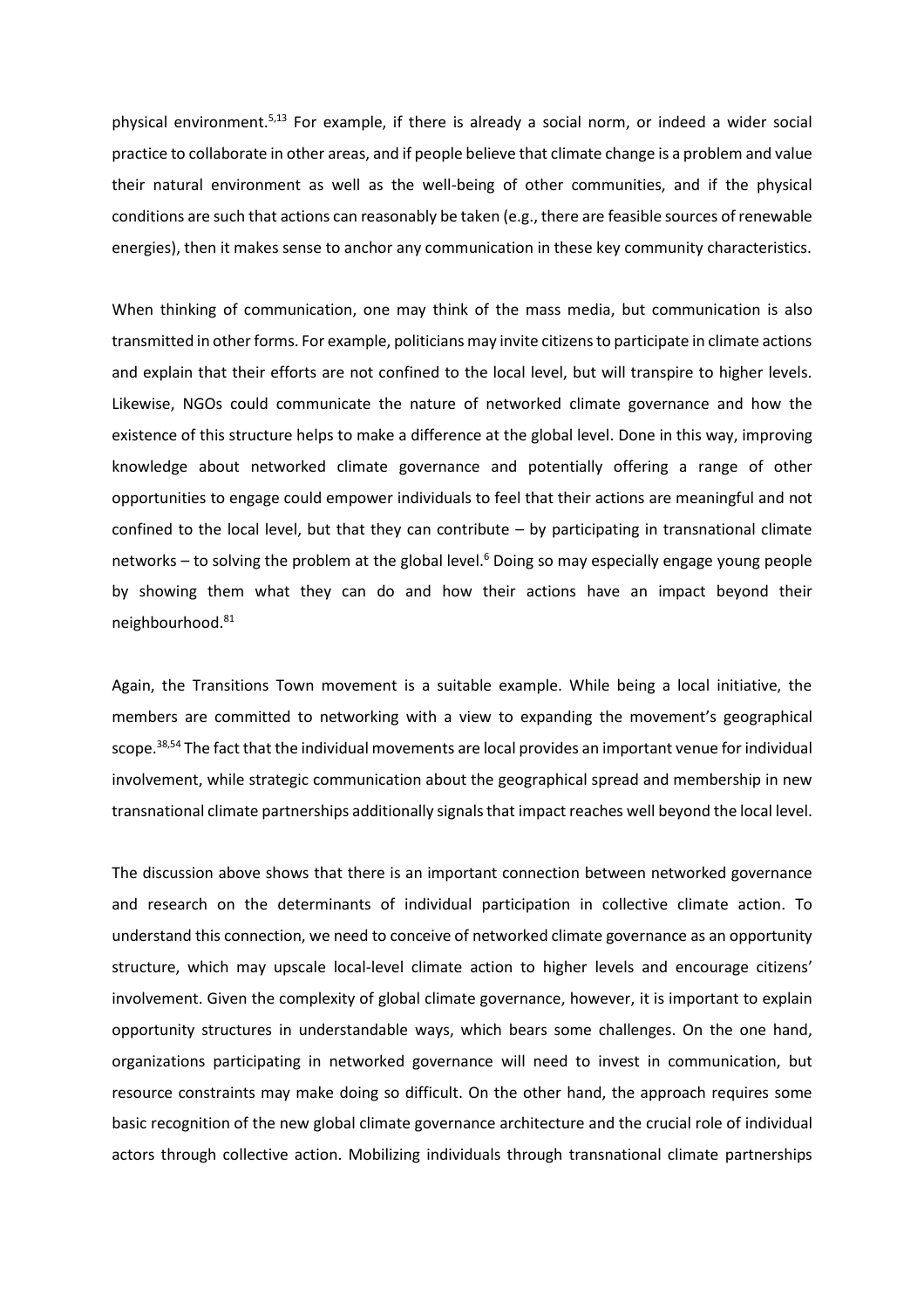physical environment.[5,13] For example, if there is already a social norm, or indeed a wider social practice to collaborate in other areas, and if people believe that climate change is a problem and value their natural environment as well as the well-being of other communities, and if the physical conditions are such that actions can reasonably be taken (e.g., there are feasible sources of renewable energies), then it makes sense to anchor any communication in these key community characteristics.

When thinking of communication, one may think of the mass media, but communication is also transmitted in other forms. For example, politicians may invite citizens to participate in climate actions and explain that their efforts are not confined to the local level, but will transpire to higher levels. Likewise, NGOs could communicate the nature of networked climate governance and how the existence of this structure helps to make a difference at the global level. Done in this way, improving knowledge about networked climate governance and potentially offering a range of other opportunities to engage could empower individuals to feel that their actions are meaningful and not confined to the local level, but that they can contribute – by participating in transnational climate networks – to solving the problem at the global level.[6] Doing so may especially engage young people by showing them what they can do and how their actions have an impact beyond their neighbourhood.[81]

Again, the Transitions Town movement is a suitable example. While being a local initiative, the members are committed to networking with a view to expanding the movement's geographical scope.[38,54] The fact that the individual movements are local provides an important venue for individual involvement, while strategic communication about the geographical spread and membership in new transnational climate partnerships additionally signals that impact reaches well beyond the local level.

The discussion above shows that there is an important connection between networked governance and research on the determinants of individual participation in collective climate action. To understand this connection, we need to conceive of networked climate governance as an opportunity structure, which may upscale local-level climate action to higher levels and encourage citizens' involvement. Given the complexity of global climate governance, however, it is important to explain opportunity structures in understandable ways, which bears some challenges. On the one hand, organizations participating in networked governance will need to invest in communication, but resource constraints may make doing so difficult. On the other hand, the approach requires some basic recognition of the new global climate governance architecture and the crucial role of individual actors through collective action. Mobilizing individuals through transnational climate partnerships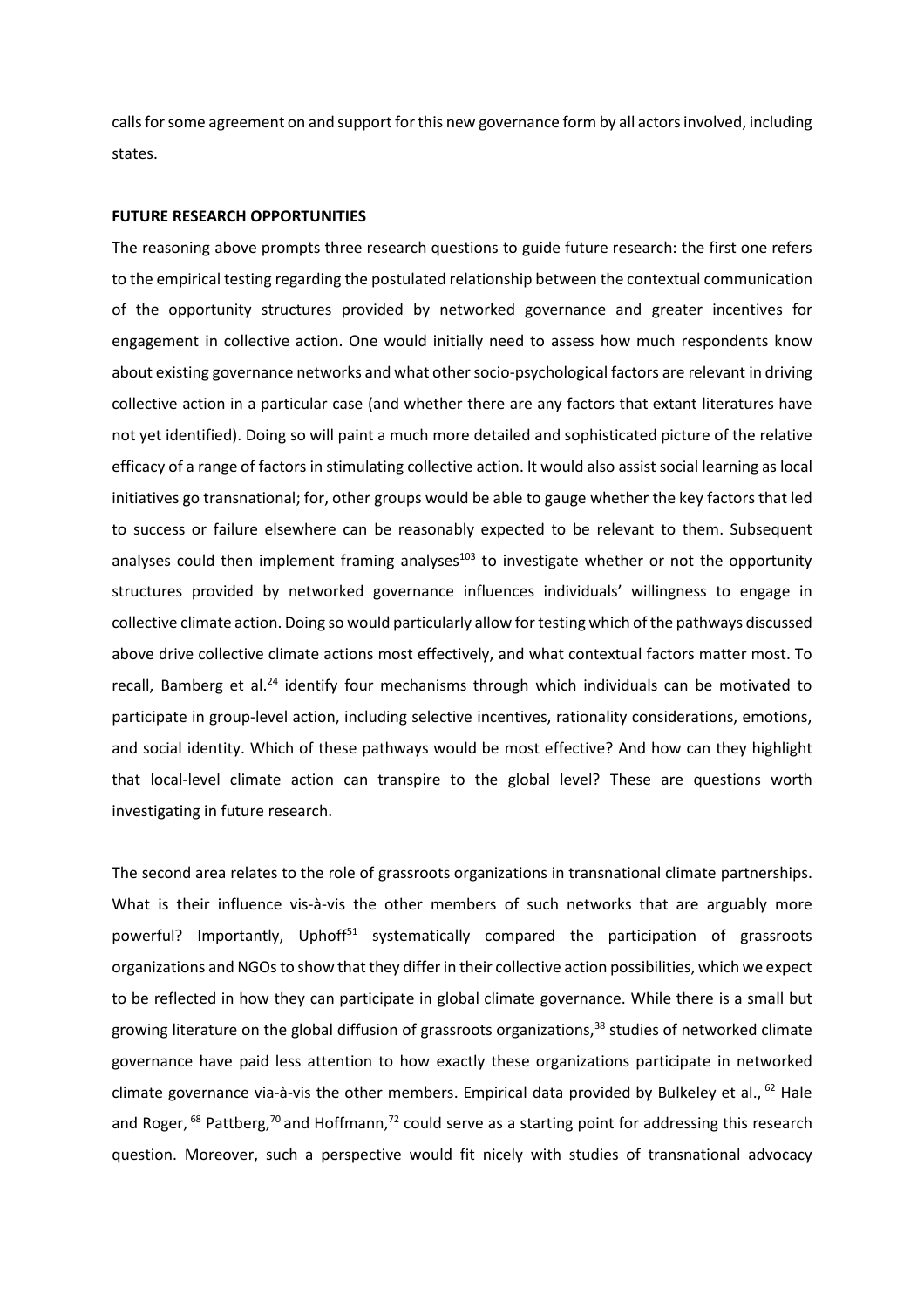calls for some agreement on and support for this new governance form by all actors involved, including states.

**FUTURE RESEARCH OPPORTUNITIES**

The reasoning above prompts three research questions to guide future research: the first one refers to the empirical testing regarding the postulated relationship between the contextual communication of the opportunity structures provided by networked governance and greater incentives for engagement in collective action. One would initially need to assess how much respondents know about existing governance networks and what other socio-psychological factors are relevant in driving collective action in a particular case (and whether there are any factors that extant literatures have not yet identified). Doing so will paint a much more detailed and sophisticated picture of the relative efficacy of a range of factors in stimulating collective action. It would also assist social learning as local initiatives go transnational; for, other groups would be able to gauge whether the key factors that led to success or failure elsewhere can be reasonably expected to be relevant to them. Subsequent analyses could then implement framing analyses[103] to investigate whether or not the opportunity structures provided by networked governance influences individuals' willingness to engage in collective climate action. Doing so would particularly allow for testing which of the pathways discussed above drive collective climate actions most effectively, and what contextual factors matter most. To recall, Bamberg et al.[24] identify four mechanisms through which individuals can be motivated to participate in group-level action, including selective incentives, rationality considerations, emotions, and social identity. Which of these pathways would be most effective? And how can they highlight that local-level climate action can transpire to the global level? These are questions worth investigating in future research.

The second area relates to the role of grassroots organizations in transnational climate partnerships. What is their influence vis-à-vis the other members of such networks that are arguably more powerful? Importantly, Uphoff[51] systematically compared the participation of grassroots organizations and NGOs to show that they differ in their collective action possibilities, which we expect to be reflected in how they can participate in global climate governance. While there is a small but growing literature on the global diffusion of grassroots organizations,[38] studies of networked climate governance have paid less attention to how exactly these organizations participate in networked climate governance via-à-vis the other members. Empirical data provided by Bulkeley et al.,[62] Hale and Roger,[68] Pattberg,[70] and Hoffmann,[72] could serve as a starting point for addressing this research question. Moreover, such a perspective would fit nicely with studies of transnational advocacy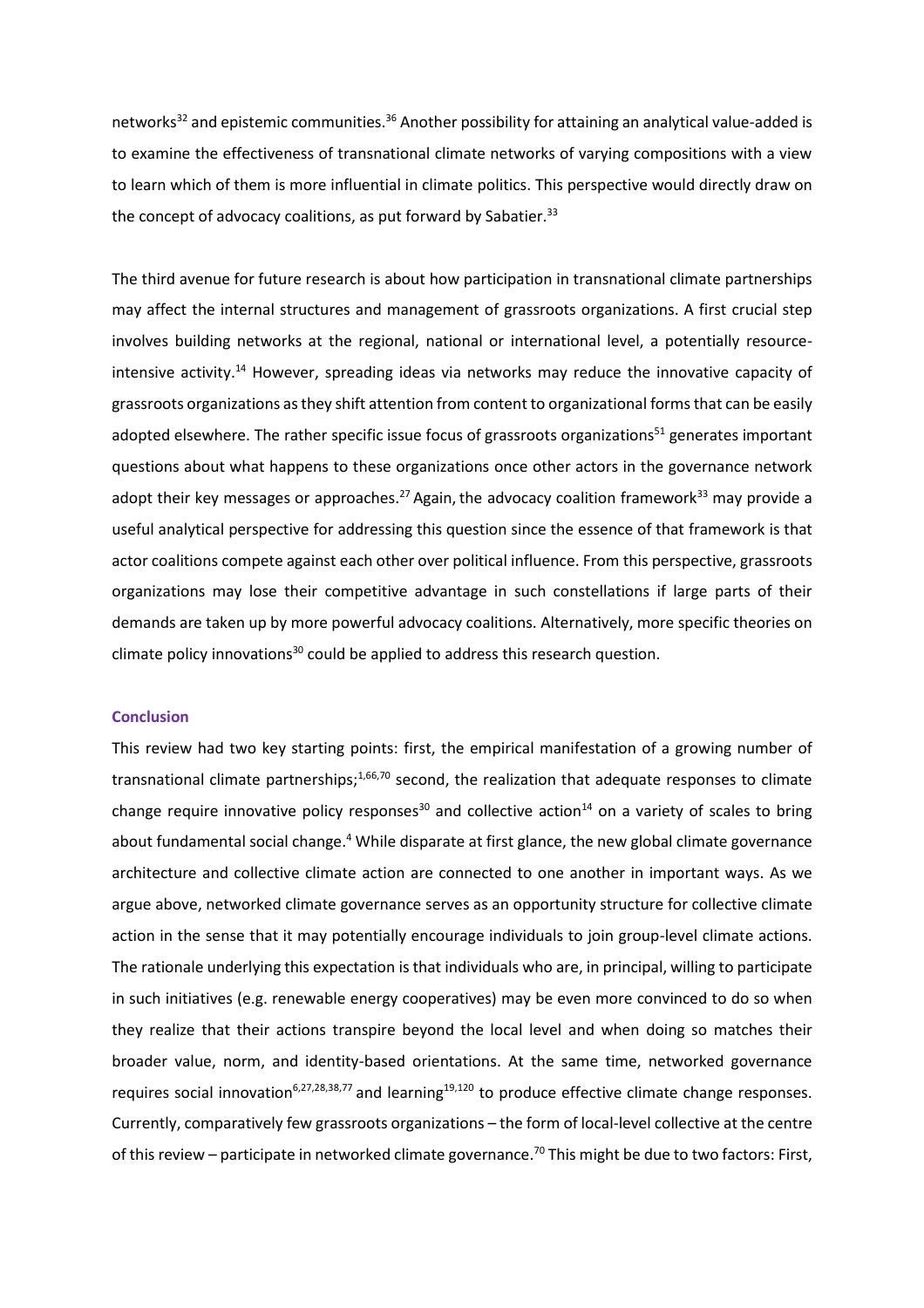networks[32] and epistemic communities.[36] Another possibility for attaining an analytical value-added is to examine the effectiveness of transnational climate networks of varying compositions with a view to learn which of them is more influential in climate politics. This perspective would directly draw on the concept of advocacy coalitions, as put forward by Sabatier.[33]

The third avenue for future research is about how participation in transnational climate partnerships may affect the internal structures and management of grassroots organizations. A first crucial step involves building networks at the regional, national or international level, a potentially resource-intensive activity.[14] However, spreading ideas via networks may reduce the innovative capacity of grassroots organizations as they shift attention from content to organizational forms that can be easily adopted elsewhere. The rather specific issue focus of grassroots organizations[51] generates important questions about what happens to these organizations once other actors in the governance network adopt their key messages or approaches.[27] Again, the advocacy coalition framework[33] may provide a useful analytical perspective for addressing this question since the essence of that framework is that actor coalitions compete against each other over political influence. From this perspective, grassroots organizations may lose their competitive advantage in such constellations if large parts of their demands are taken up by more powerful advocacy coalitions. Alternatively, more specific theories on climate policy innovations[30] could be applied to address this research question.

## Conclusion

This review had two key starting points: first, the empirical manifestation of a growing number of transnational climate partnerships;[1,66,70] second, the realization that adequate responses to climate change require innovative policy responses[30] and collective action[14] on a variety of scales to bring about fundamental social change.[4] While disparate at first glance, the new global climate governance architecture and collective climate action are connected to one another in important ways. As we argue above, networked climate governance serves as an opportunity structure for collective climate action in the sense that it may potentially encourage individuals to join group-level climate actions. The rationale underlying this expectation is that individuals who are, in principal, willing to participate in such initiatives (e.g. renewable energy cooperatives) may be even more convinced to do so when they realize that their actions transpire beyond the local level and when doing so matches their broader value, norm, and identity-based orientations. At the same time, networked governance requires social innovation[6,27,28,38,77] and learning[19,120] to produce effective climate change responses. Currently, comparatively few grassroots organizations – the form of local-level collective at the centre of this review – participate in networked climate governance.[70] This might be due to two factors: First,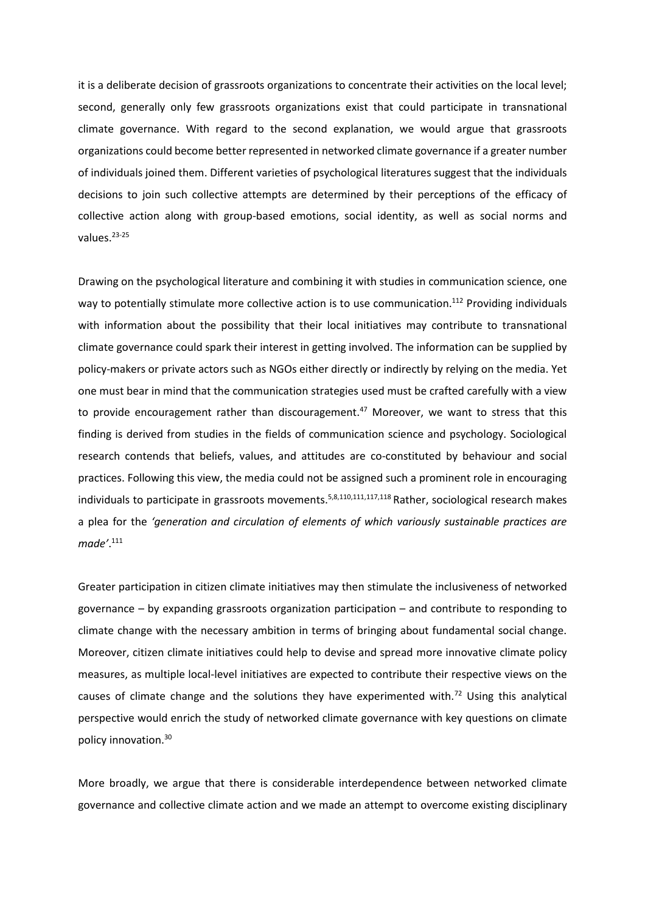it is a deliberate decision of grassroots organizations to concentrate their activities on the local level; second, generally only few grassroots organizations exist that could participate in transnational climate governance. With regard to the second explanation, we would argue that grassroots organizations could become better represented in networked climate governance if a greater number of individuals joined them. Different varieties of psychological literatures suggest that the individuals decisions to join such collective attempts are determined by their perceptions of the efficacy of collective action along with group-based emotions, social identity, as well as social norms and values.[23-25]

Drawing on the psychological literature and combining it with studies in communication science, one way to potentially stimulate more collective action is to use communication.[112] Providing individuals with information about the possibility that their local initiatives may contribute to transnational climate governance could spark their interest in getting involved. The information can be supplied by policy-makers or private actors such as NGOs either directly or indirectly by relying on the media. Yet one must bear in mind that the communication strategies used must be crafted carefully with a view to provide encouragement rather than discouragement.[47] Moreover, we want to stress that this finding is derived from studies in the fields of communication science and psychology. Sociological research contends that beliefs, values, and attitudes are co-constituted by behaviour and social practices. Following this view, the media could not be assigned such a prominent role in encouraging individuals to participate in grassroots movements.[5,8,110,111,117,118] Rather, sociological research makes a plea for the *'generation and circulation of elements of which variously sustainable practices are made'*.[111]

Greater participation in citizen climate initiatives may then stimulate the inclusiveness of networked governance – by expanding grassroots organization participation – and contribute to responding to climate change with the necessary ambition in terms of bringing about fundamental social change. Moreover, citizen climate initiatives could help to devise and spread more innovative climate policy measures, as multiple local-level initiatives are expected to contribute their respective views on the causes of climate change and the solutions they have experimented with.[72] Using this analytical perspective would enrich the study of networked climate governance with key questions on climate policy innovation.[30]

More broadly, we argue that there is considerable interdependence between networked climate governance and collective climate action and we made an attempt to overcome existing disciplinary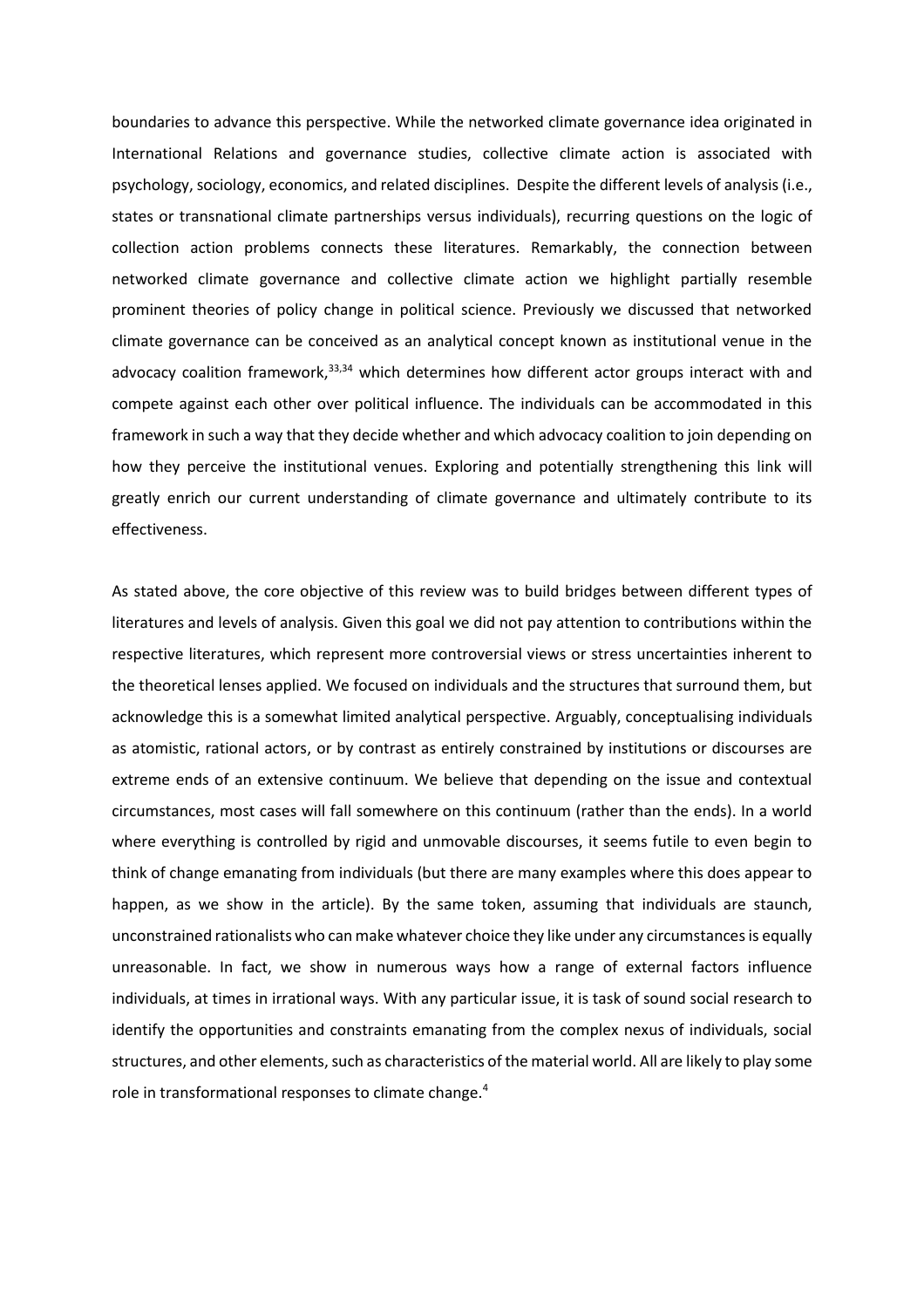boundaries to advance this perspective. While the networked climate governance idea originated in International Relations and governance studies, collective climate action is associated with psychology, sociology, economics, and related disciplines. Despite the different levels of analysis (i.e., states or transnational climate partnerships versus individuals), recurring questions on the logic of collection action problems connects these literatures. Remarkably, the connection between networked climate governance and collective climate action we highlight partially resemble prominent theories of policy change in political science. Previously we discussed that networked climate governance can be conceived as an analytical concept known as institutional venue in the advocacy coalition framework,[33,34] which determines how different actor groups interact with and compete against each other over political influence. The individuals can be accommodated in this framework in such a way that they decide whether and which advocacy coalition to join depending on how they perceive the institutional venues. Exploring and potentially strengthening this link will greatly enrich our current understanding of climate governance and ultimately contribute to its effectiveness.

As stated above, the core objective of this review was to build bridges between different types of literatures and levels of analysis. Given this goal we did not pay attention to contributions within the respective literatures, which represent more controversial views or stress uncertainties inherent to the theoretical lenses applied. We focused on individuals and the structures that surround them, but acknowledge this is a somewhat limited analytical perspective. Arguably, conceptualising individuals as atomistic, rational actors, or by contrast as entirely constrained by institutions or discourses are extreme ends of an extensive continuum. We believe that depending on the issue and contextual circumstances, most cases will fall somewhere on this continuum (rather than the ends). In a world where everything is controlled by rigid and unmovable discourses, it seems futile to even begin to think of change emanating from individuals (but there are many examples where this does appear to happen, as we show in the article). By the same token, assuming that individuals are staunch, unconstrained rationalists who can make whatever choice they like under any circumstances is equally unreasonable. In fact, we show in numerous ways how a range of external factors influence individuals, at times in irrational ways. With any particular issue, it is task of sound social research to identify the opportunities and constraints emanating from the complex nexus of individuals, social structures, and other elements, such as characteristics of the material world. All are likely to play some role in transformational responses to climate change.[4]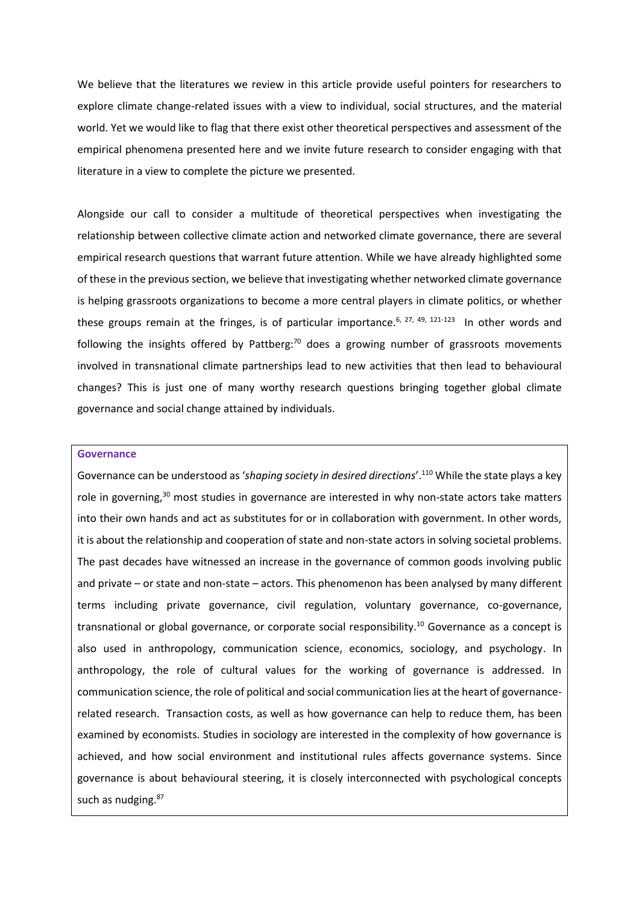We believe that the literatures we review in this article provide useful pointers for researchers to explore climate change-related issues with a view to individual, social structures, and the material world. Yet we would like to flag that there exist other theoretical perspectives and assessment of the empirical phenomena presented here and we invite future research to consider engaging with that literature in a view to complete the picture we presented.

Alongside our call to consider a multitude of theoretical perspectives when investigating the relationship between collective climate action and networked climate governance, there are several empirical research questions that warrant future attention. While we have already highlighted some of these in the previous section, we believe that investigating whether networked climate governance is helping grassroots organizations to become a more central players in climate politics, or whether these groups remain at the fringes, is of particular importance.[6, 27, 49, 121-123] In other words and following the insights offered by Pattberg:[70] does a growing number of grassroots movements involved in transnational climate partnerships lead to new activities that then lead to behavioural changes? This is just one of many worthy research questions bringing together global climate governance and social change attained by individuals.

**Governance**

Governance can be understood as '*shaping society in desired directions*'.[110] While the state plays a key role in governing,[30] most studies in governance are interested in why non-state actors take matters into their own hands and act as substitutes for or in collaboration with government. In other words, it is about the relationship and cooperation of state and non-state actors in solving societal problems. The past decades have witnessed an increase in the governance of common goods involving public and private – or state and non-state – actors. This phenomenon has been analysed by many different terms including private governance, civil regulation, voluntary governance, co-governance, transnational or global governance, or corporate social responsibility.[10] Governance as a concept is also used in anthropology, communication science, economics, sociology, and psychology. In anthropology, the role of cultural values for the working of governance is addressed. In communication science, the role of political and social communication lies at the heart of governance-related research. Transaction costs, as well as how governance can help to reduce them, has been examined by economists. Studies in sociology are interested in the complexity of how governance is achieved, and how social environment and institutional rules affects governance systems. Since governance is about behavioural steering, it is closely interconnected with psychological concepts such as nudging.[87]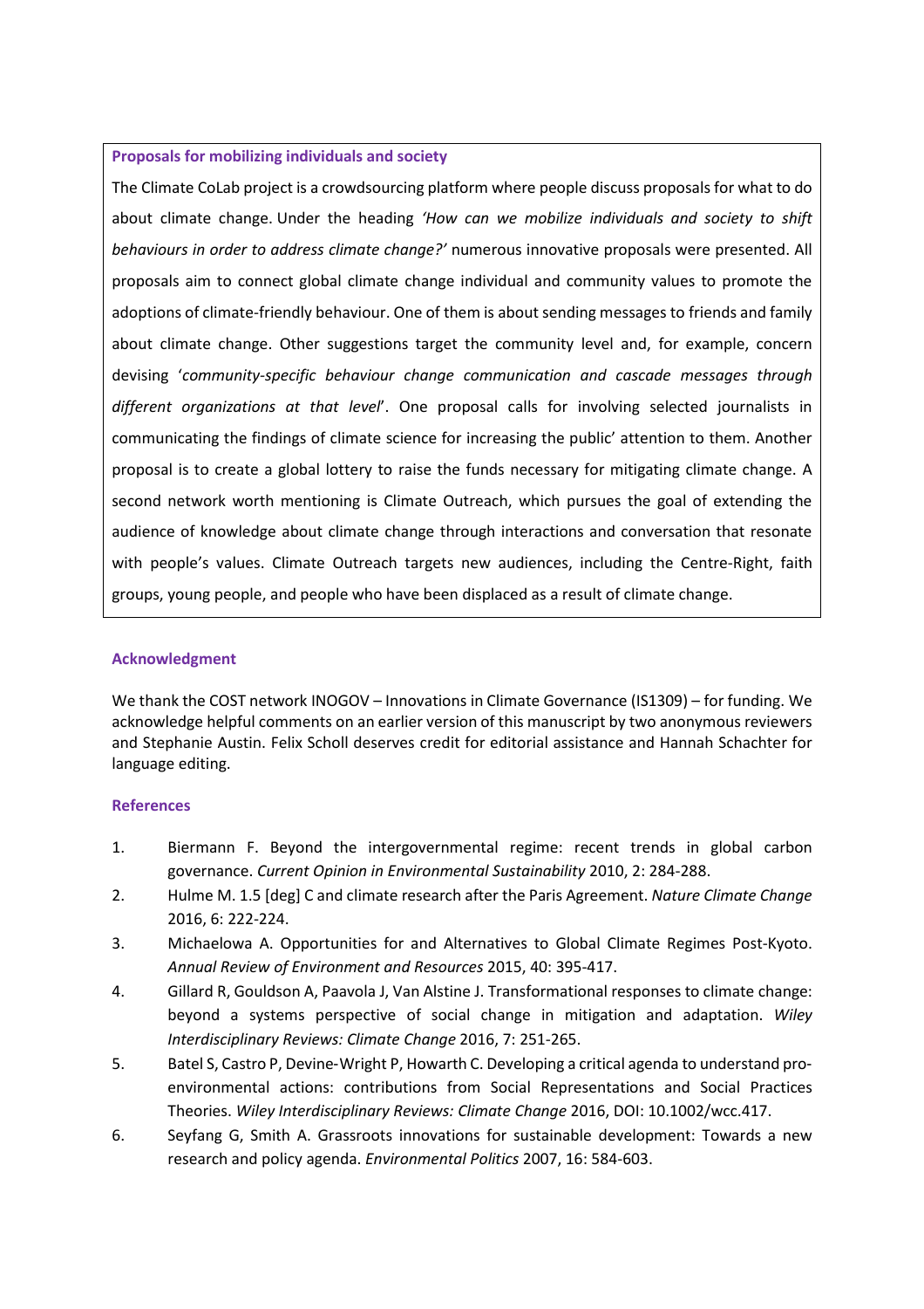**Proposals for mobilizing individuals and society**

The Climate CoLab project is a crowdsourcing platform where people discuss proposals for what to do about climate change. Under the heading *'How can we mobilize individuals and society to shift behaviours in order to address climate change?'* numerous innovative proposals were presented. All proposals aim to connect global climate change individual and community values to promote the adoptions of climate-friendly behaviour. One of them is about sending messages to friends and family about climate change. Other suggestions target the community level and, for example, concern devising '*community-specific behaviour change communication and cascade messages through different organizations at that level*'. One proposal calls for involving selected journalists in communicating the findings of climate science for increasing the public' attention to them. Another proposal is to create a global lottery to raise the funds necessary for mitigating climate change. A second network worth mentioning is Climate Outreach, which pursues the goal of extending the audience of knowledge about climate change through interactions and conversation that resonate with people's values. Climate Outreach targets new audiences, including the Centre-Right, faith groups, young people, and people who have been displaced as a result of climate change.

## Acknowledgment

We thank the COST network INOGOV – Innovations in Climate Governance (IS1309) – for funding. We acknowledge helpful comments on an earlier version of this manuscript by two anonymous reviewers and Stephanie Austin. Felix Scholl deserves credit for editorial assistance and Hannah Schachter for language editing.

## References

1. Biermann F. Beyond the intergovernmental regime: recent trends in global carbon governance. *Current Opinion in Environmental Sustainability* 2010, 2: 284-288.
2. Hulme M. 1.5 [deg] C and climate research after the Paris Agreement. *Nature Climate Change* 2016, 6: 222-224.
3. Michaelowa A. Opportunities for and Alternatives to Global Climate Regimes Post-Kyoto. *Annual Review of Environment and Resources* 2015, 40: 395-417.
4. Gillard R, Gouldson A, Paavola J, Van Alstine J. Transformational responses to climate change: beyond a systems perspective of social change in mitigation and adaptation. *Wiley Interdisciplinary Reviews: Climate Change* 2016, 7: 251-265.
5. Batel S, Castro P, Devine-Wright P, Howarth C. Developing a critical agenda to understand pro-environmental actions: contributions from Social Representations and Social Practices Theories. *Wiley Interdisciplinary Reviews: Climate Change* 2016, DOI: 10.1002/wcc.417.
6. Seyfang G, Smith A. Grassroots innovations for sustainable development: Towards a new research and policy agenda. *Environmental Politics* 2007, 16: 584-603.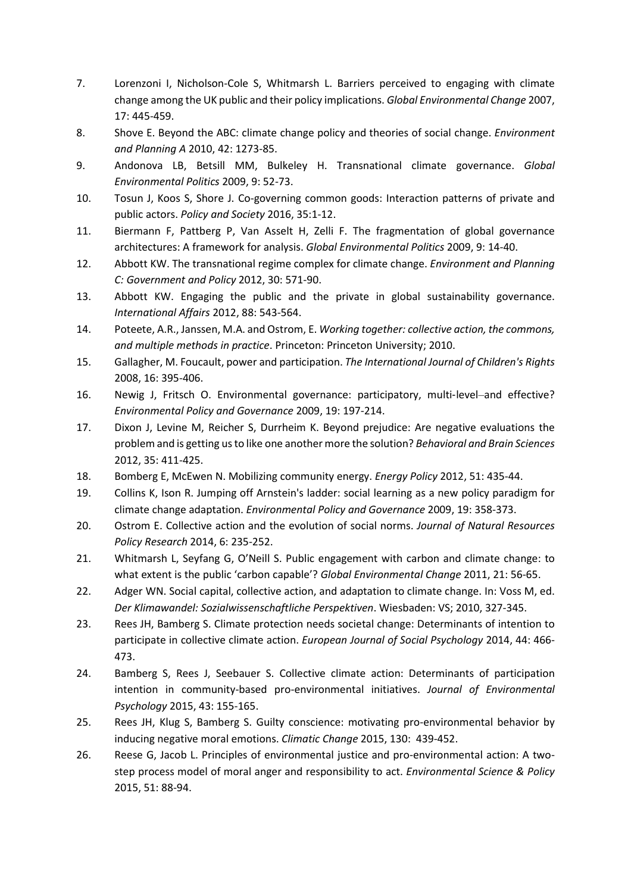7. Lorenzoni I, Nicholson-Cole S, Whitmarsh L. Barriers perceived to engaging with climate change among the UK public and their policy implications. *Global Environmental Change* 2007, 17: 445-459.
8. Shove E. Beyond the ABC: climate change policy and theories of social change. *Environment and Planning A* 2010, 42: 1273-85.
9. Andonova LB, Betsill MM, Bulkeley H. Transnational climate governance. *Global Environmental Politics* 2009, 9: 52-73.
10. Tosun J, Koos S, Shore J. Co-governing common goods: Interaction patterns of private and public actors. *Policy and Society* 2016, 35:1-12.
11. Biermann F, Pattberg P, Van Asselt H, Zelli F. The fragmentation of global governance architectures: A framework for analysis. *Global Environmental Politics* 2009, 9: 14-40.
12. Abbott KW. The transnational regime complex for climate change. *Environment and Planning C: Government and Policy* 2012, 30: 571-90.
13. Abbott KW. Engaging the public and the private in global sustainability governance. *International Affairs* 2012, 88: 543-564.
14. Poteete, A.R., Janssen, M.A. and Ostrom, E. *Working together: collective action, the commons, and multiple methods in practice*. Princeton: Princeton University; 2010.
15. Gallagher, M. Foucault, power and participation. *The International Journal of Children's Rights* 2008, 16: 395-406.
16. Newig J, Fritsch O. Environmental governance: participatory, multi-level–and effective? *Environmental Policy and Governance* 2009, 19: 197-214.
17. Dixon J, Levine M, Reicher S, Durrheim K. Beyond prejudice: Are negative evaluations the problem and is getting us to like one another more the solution? *Behavioral and Brain Sciences* 2012, 35: 411-425.
18. Bomberg E, McEwen N. Mobilizing community energy. *Energy Policy* 2012, 51: 435-44.
19. Collins K, Ison R. Jumping off Arnstein's ladder: social learning as a new policy paradigm for climate change adaptation. *Environmental Policy and Governance* 2009, 19: 358-373.
20. Ostrom E. Collective action and the evolution of social norms. *Journal of Natural Resources Policy Research* 2014, 6: 235-252.
21. Whitmarsh L, Seyfang G, O'Neill S. Public engagement with carbon and climate change: to what extent is the public 'carbon capable'? *Global Environmental Change* 2011, 21: 56-65.
22. Adger WN. Social capital, collective action, and adaptation to climate change. In: Voss M, ed. *Der Klimawandel: Sozialwissenschaftliche Perspektiven*. Wiesbaden: VS; 2010, 327-345.
23. Rees JH, Bamberg S. Climate protection needs societal change: Determinants of intention to participate in collective climate action. *European Journal of Social Psychology* 2014, 44: 466-473.
24. Bamberg S, Rees J, Seebauer S. Collective climate action: Determinants of participation intention in community-based pro-environmental initiatives. *Journal of Environmental Psychology* 2015, 43: 155-165.
25. Rees JH, Klug S, Bamberg S. Guilty conscience: motivating pro-environmental behavior by inducing negative moral emotions. *Climatic Change* 2015, 130: 439-452.
26. Reese G, Jacob L. Principles of environmental justice and pro-environmental action: A two-step process model of moral anger and responsibility to act. *Environmental Science & Policy* 2015, 51: 88-94.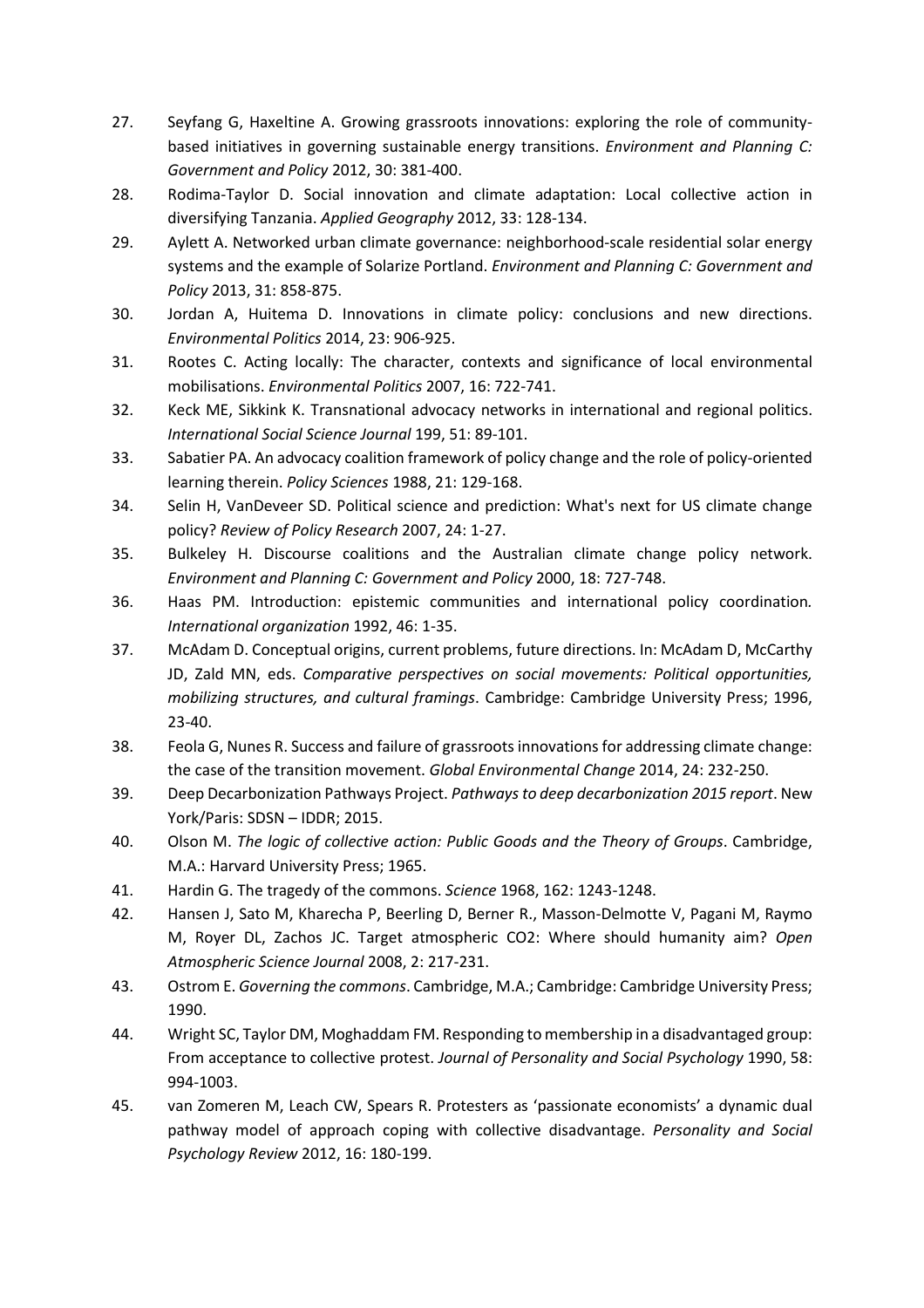27. Seyfang G, Haxeltine A. Growing grassroots innovations: exploring the role of community-based initiatives in governing sustainable energy transitions. *Environment and Planning C: Government and Policy* 2012, 30: 381-400.
28. Rodima-Taylor D. Social innovation and climate adaptation: Local collective action in diversifying Tanzania. *Applied Geography* 2012, 33: 128-134.
29. Aylett A. Networked urban climate governance: neighborhood-scale residential solar energy systems and the example of Solarize Portland. *Environment and Planning C: Government and Policy* 2013, 31: 858-875.
30. Jordan A, Huitema D. Innovations in climate policy: conclusions and new directions. *Environmental Politics* 2014, 23: 906-925.
31. Rootes C. Acting locally: The character, contexts and significance of local environmental mobilisations. *Environmental Politics* 2007, 16: 722-741.
32. Keck ME, Sikkink K. Transnational advocacy networks in international and regional politics. *International Social Science Journal* 199, 51: 89-101.
33. Sabatier PA. An advocacy coalition framework of policy change and the role of policy-oriented learning therein. *Policy Sciences* 1988, 21: 129-168.
34. Selin H, VanDeveer SD. Political science and prediction: What's next for US climate change policy? *Review of Policy Research* 2007, 24: 1-27.
35. Bulkeley H. Discourse coalitions and the Australian climate change policy network. *Environment and Planning C: Government and Policy* 2000, 18: 727-748.
36. Haas PM. Introduction: epistemic communities and international policy coordination. *International organization* 1992, 46: 1-35.
37. McAdam D. Conceptual origins, current problems, future directions. In: McAdam D, McCarthy JD, Zald MN, eds. *Comparative perspectives on social movements: Political opportunities, mobilizing structures, and cultural framings*. Cambridge: Cambridge University Press; 1996, 23-40.
38. Feola G, Nunes R. Success and failure of grassroots innovations for addressing climate change: the case of the transition movement. *Global Environmental Change* 2014, 24: 232-250.
39. Deep Decarbonization Pathways Project. *Pathways to deep decarbonization 2015 report*. New York/Paris: SDSN – IDDR; 2015.
40. Olson M. *The logic of collective action: Public Goods and the Theory of Groups*. Cambridge, M.A.: Harvard University Press; 1965.
41. Hardin G. The tragedy of the commons. *Science* 1968, 162: 1243-1248.
42. Hansen J, Sato M, Kharecha P, Beerling D, Berner R., Masson-Delmotte V, Pagani M, Raymo M, Royer DL, Zachos JC. Target atmospheric CO2: Where should humanity aim? *Open Atmospheric Science Journal* 2008, 2: 217-231.
43. Ostrom E. *Governing the commons*. Cambridge, M.A.; Cambridge: Cambridge University Press; 1990.
44. Wright SC, Taylor DM, Moghaddam FM. Responding to membership in a disadvantaged group: From acceptance to collective protest. *Journal of Personality and Social Psychology* 1990, 58: 994-1003.
45. van Zomeren M, Leach CW, Spears R. Protesters as 'passionate economists' a dynamic dual pathway model of approach coping with collective disadvantage. *Personality and Social Psychology Review* 2012, 16: 180-199.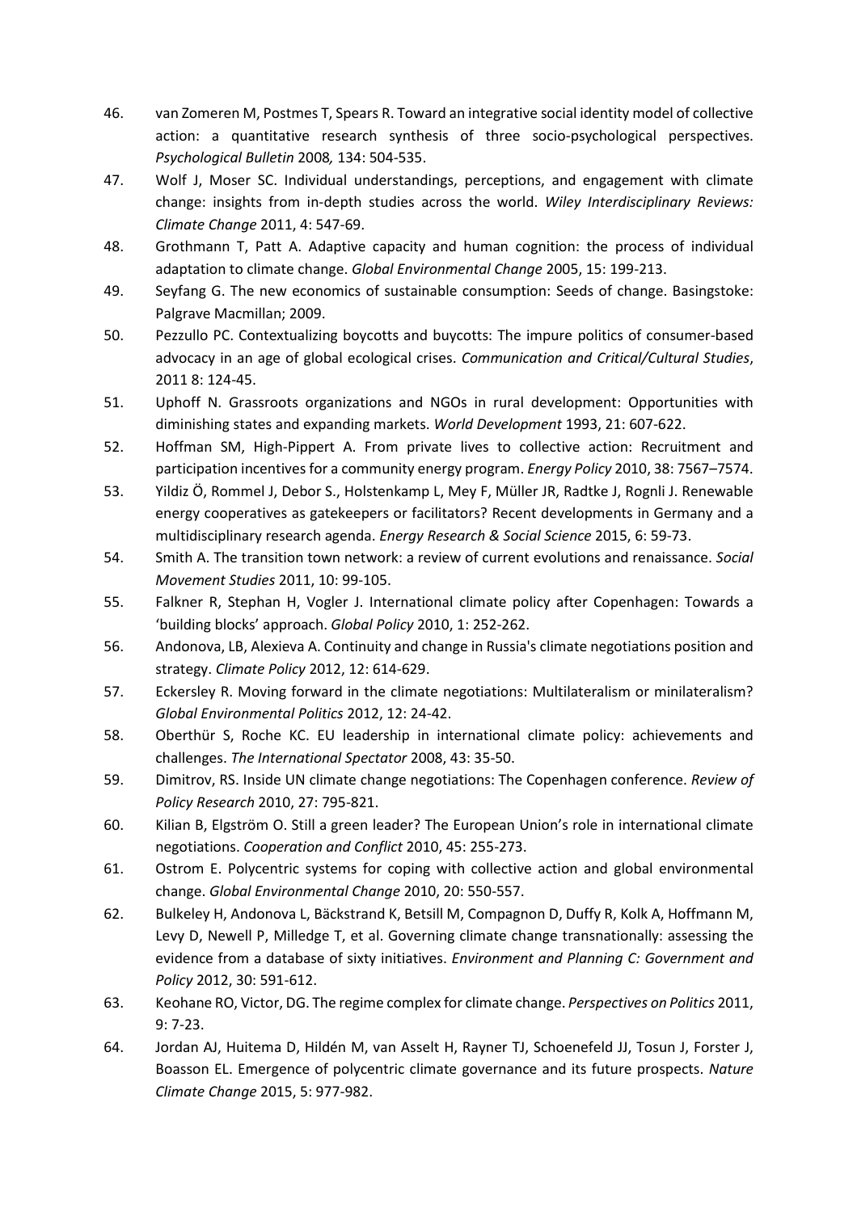46. van Zomeren M, Postmes T, Spears R. Toward an integrative social identity model of collective action: a quantitative research synthesis of three socio-psychological perspectives. *Psychological Bulletin* 2008*,* 134: 504-535.
47. Wolf J, Moser SC. Individual understandings, perceptions, and engagement with climate change: insights from in-depth studies across the world. *Wiley Interdisciplinary Reviews: Climate Change* 2011, 4: 547-69.
48. Grothmann T, Patt A. Adaptive capacity and human cognition: the process of individual adaptation to climate change. *Global Environmental Change* 2005, 15: 199-213.
49. Seyfang G. The new economics of sustainable consumption: Seeds of change. Basingstoke: Palgrave Macmillan; 2009.
50. Pezzullo PC. Contextualizing boycotts and buycotts: The impure politics of consumer-based advocacy in an age of global ecological crises. *Communication and Critical/Cultural Studies*, 2011 8: 124-45.
51. Uphoff N. Grassroots organizations and NGOs in rural development: Opportunities with diminishing states and expanding markets. *World Development* 1993, 21: 607-622.
52. Hoffman SM, High-Pippert A. From private lives to collective action: Recruitment and participation incentives for a community energy program. *Energy Policy* 2010, 38: 7567–7574.
53. Yildiz Ö, Rommel J, Debor S., Holstenkamp L, Mey F, Müller JR, Radtke J, Rognli J. Renewable energy cooperatives as gatekeepers or facilitators? Recent developments in Germany and a multidisciplinary research agenda. *Energy Research & Social Science* 2015, 6: 59-73.
54. Smith A. The transition town network: a review of current evolutions and renaissance. *Social Movement Studies* 2011, 10: 99-105.
55. Falkner R, Stephan H, Vogler J. International climate policy after Copenhagen: Towards a 'building blocks' approach. *Global Policy* 2010, 1: 252-262.
56. Andonova, LB, Alexieva A. Continuity and change in Russia's climate negotiations position and strategy. *Climate Policy* 2012, 12: 614-629.
57. Eckersley R. Moving forward in the climate negotiations: Multilateralism or minilateralism? *Global Environmental Politics* 2012, 12: 24-42.
58. Oberthür S, Roche KC. EU leadership in international climate policy: achievements and challenges. *The International Spectator* 2008, 43: 35-50.
59. Dimitrov, RS. Inside UN climate change negotiations: The Copenhagen conference. *Review of Policy Research* 2010, 27: 795-821.
60. Kilian B, Elgström O. Still a green leader? The European Union's role in international climate negotiations. *Cooperation and Conflict* 2010, 45: 255-273.
61. Ostrom E. Polycentric systems for coping with collective action and global environmental change. *Global Environmental Change* 2010, 20: 550-557.
62. Bulkeley H, Andonova L, Bäckstrand K, Betsill M, Compagnon D, Duffy R, Kolk A, Hoffmann M, Levy D, Newell P, Milledge T, et al. Governing climate change transnationally: assessing the evidence from a database of sixty initiatives. *Environment and Planning C: Government and Policy* 2012, 30: 591-612.
63. Keohane RO, Victor, DG. The regime complex for climate change. *Perspectives on Politics* 2011, 9: 7-23.
64. Jordan AJ, Huitema D, Hildén M, van Asselt H, Rayner TJ, Schoenefeld JJ, Tosun J, Forster J, Boasson EL. Emergence of polycentric climate governance and its future prospects. *Nature Climate Change* 2015, 5: 977-982.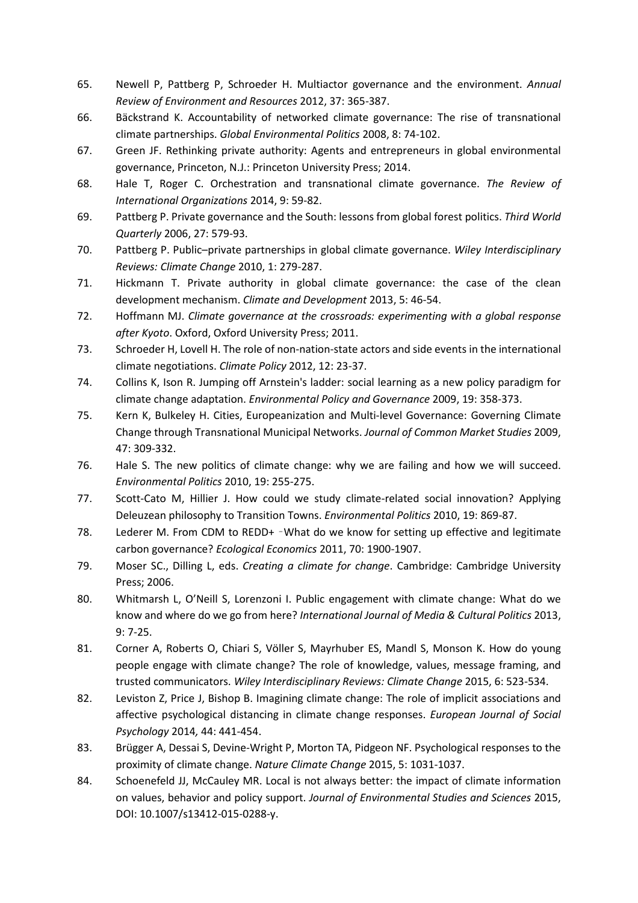65. Newell P, Pattberg P, Schroeder H. Multiactor governance and the environment. *Annual Review of Environment and Resources* 2012, 37: 365-387.
66. Bäckstrand K. Accountability of networked climate governance: The rise of transnational climate partnerships. *Global Environmental Politics* 2008, 8: 74-102.
67. Green JF. Rethinking private authority: Agents and entrepreneurs in global environmental governance, Princeton, N.J.: Princeton University Press; 2014.
68. Hale T, Roger C. Orchestration and transnational climate governance. *The Review of International Organizations* 2014, 9: 59-82.
69. Pattberg P. Private governance and the South: lessons from global forest politics. *Third World Quarterly* 2006, 27: 579-93.
70. Pattberg P. Public–private partnerships in global climate governance. *Wiley Interdisciplinary Reviews: Climate Change* 2010, 1: 279-287.
71. Hickmann T. Private authority in global climate governance: the case of the clean development mechanism. *Climate and Development* 2013, 5: 46-54.
72. Hoffmann MJ. *Climate governance at the crossroads: experimenting with a global response after Kyoto*. Oxford, Oxford University Press; 2011.
73. Schroeder H, Lovell H. The role of non-nation-state actors and side events in the international climate negotiations. *Climate Policy* 2012, 12: 23-37.
74. Collins K, Ison R. Jumping off Arnstein's ladder: social learning as a new policy paradigm for climate change adaptation. *Environmental Policy and Governance* 2009, 19: 358-373.
75. Kern K, Bulkeley H. Cities, Europeanization and Multi-level Governance: Governing Climate Change through Transnational Municipal Networks. *Journal of Common Market Studies* 2009, 47: 309-332.
76. Hale S. The new politics of climate change: why we are failing and how we will succeed. *Environmental Politics* 2010, 19: 255-275.
77. Scott-Cato M, Hillier J. How could we study climate-related social innovation? Applying Deleuzean philosophy to Transition Towns. *Environmental Politics* 2010, 19: 869-87.
78. Lederer M. From CDM to REDD+ –What do we know for setting up effective and legitimate carbon governance? *Ecological Economics* 2011, 70: 1900-1907.
79. Moser SC., Dilling L, eds. *Creating a climate for change*. Cambridge: Cambridge University Press; 2006.
80. Whitmarsh L, O'Neill S, Lorenzoni I. Public engagement with climate change: What do we know and where do we go from here? *International Journal of Media & Cultural Politics* 2013, 9: 7-25.
81. Corner A, Roberts O, Chiari S, Völler S, Mayrhuber ES, Mandl S, Monson K. How do young people engage with climate change? The role of knowledge, values, message framing, and trusted communicators. *Wiley Interdisciplinary Reviews: Climate Change* 2015, 6: 523-534.
82. Leviston Z, Price J, Bishop B. Imagining climate change: The role of implicit associations and affective psychological distancing in climate change responses. *European Journal of Social Psychology* 2014, 44: 441-454.
83. Brügger A, Dessai S, Devine-Wright P, Morton TA, Pidgeon NF. Psychological responses to the proximity of climate change. *Nature Climate Change* 2015, 5: 1031-1037.
84. Schoenefeld JJ, McCauley MR. Local is not always better: the impact of climate information on values, behavior and policy support. *Journal of Environmental Studies and Sciences* 2015, DOI: 10.1007/s13412-015-0288-y.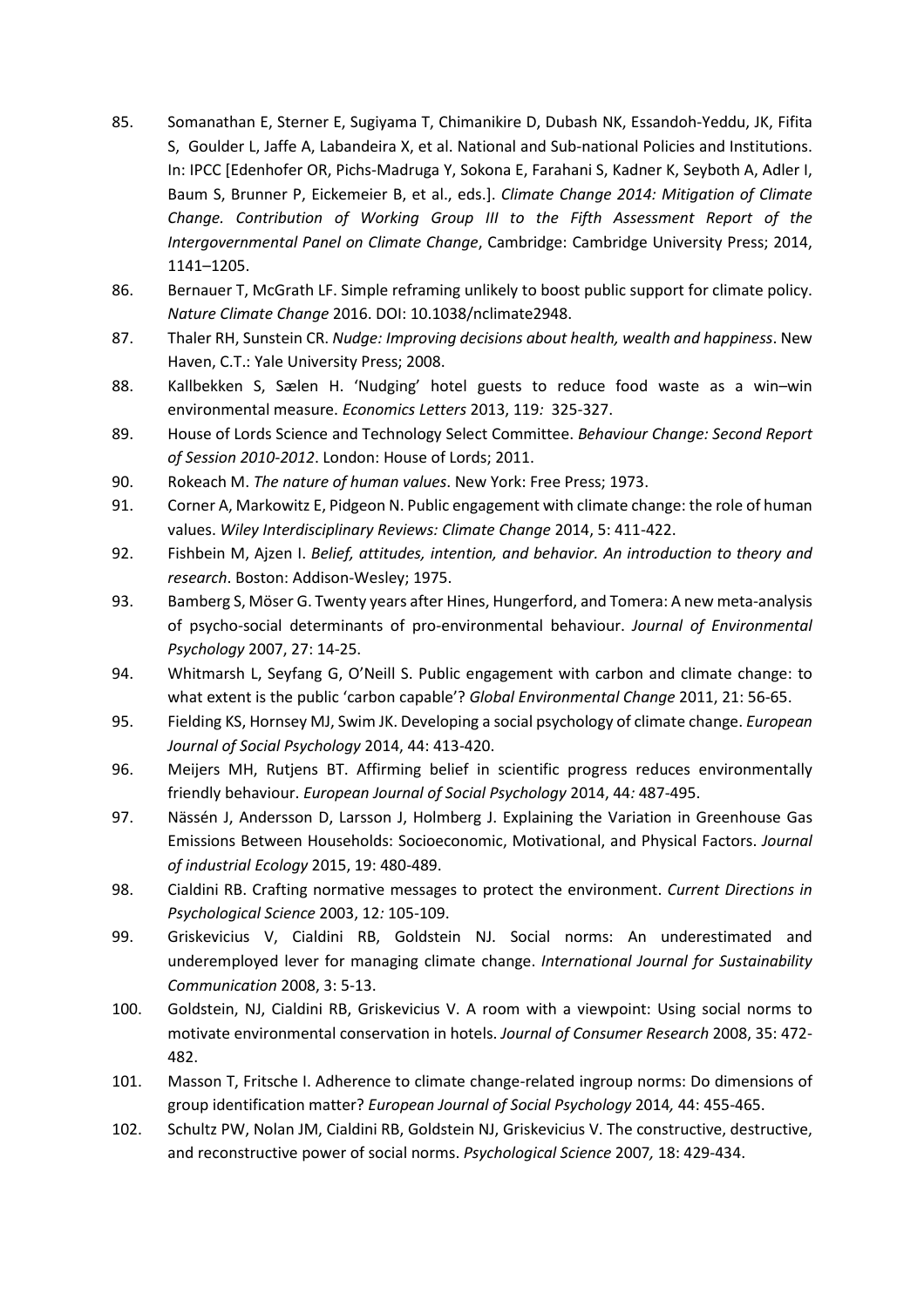85. Somanathan E, Sterner E, Sugiyama T, Chimanikire D, Dubash NK, Essandoh-Yeddu, JK, Fifita S, Goulder L, Jaffe A, Labandeira X, et al. National and Sub-national Policies and Institutions. In: IPCC [Edenhofer OR, Pichs-Madruga Y, Sokona E, Farahani S, Kadner K, Seyboth A, Adler I, Baum S, Brunner P, Eickemeier B, et al., eds.]. *Climate Change 2014: Mitigation of Climate Change. Contribution of Working Group III to the Fifth Assessment Report of the Intergovernmental Panel on Climate Change*, Cambridge: Cambridge University Press; 2014, 1141–1205.
86. Bernauer T, McGrath LF. Simple reframing unlikely to boost public support for climate policy. *Nature Climate Change* 2016. DOI: 10.1038/nclimate2948.
87. Thaler RH, Sunstein CR. *Nudge: Improving decisions about health, wealth and happiness*. New Haven, C.T.: Yale University Press; 2008.
88. Kallbekken S, Sælen H. 'Nudging' hotel guests to reduce food waste as a win–win environmental measure. *Economics Letters* 2013, 119*:* 325-327.
89. House of Lords Science and Technology Select Committee. *Behaviour Change: Second Report of Session 2010-2012*. London: House of Lords; 2011.
90. Rokeach M. *The nature of human values*. New York: Free Press; 1973.
91. Corner A, Markowitz E, Pidgeon N. Public engagement with climate change: the role of human values. *Wiley Interdisciplinary Reviews: Climate Change* 2014, 5: 411-422.
92. Fishbein M, Ajzen I. *Belief, attitudes, intention, and behavior. An introduction to theory and research*. Boston: Addison-Wesley; 1975.
93. Bamberg S, Möser G. Twenty years after Hines, Hungerford, and Tomera: A new meta-analysis of psycho-social determinants of pro-environmental behaviour. *Journal of Environmental Psychology* 2007, 27: 14-25.
94. Whitmarsh L, Seyfang G, O'Neill S. Public engagement with carbon and climate change: to what extent is the public 'carbon capable'? *Global Environmental Change* 2011, 21: 56-65.
95. Fielding KS, Hornsey MJ, Swim JK. Developing a social psychology of climate change. *European Journal of Social Psychology* 2014, 44: 413-420.
96. Meijers MH, Rutjens BT. Affirming belief in scientific progress reduces environmentally friendly behaviour. *European Journal of Social Psychology* 2014, 44*:* 487-495.
97. Nässén J, Andersson D, Larsson J, Holmberg J. Explaining the Variation in Greenhouse Gas Emissions Between Households: Socioeconomic, Motivational, and Physical Factors. *Journal of industrial Ecology* 2015, 19: 480-489.
98. Cialdini RB. Crafting normative messages to protect the environment. *Current Directions in Psychological Science* 2003, 12*:* 105-109.
99. Griskevicius V, Cialdini RB, Goldstein NJ. Social norms: An underestimated and underemployed lever for managing climate change. *International Journal for Sustainability Communication* 2008, 3: 5-13.
100. Goldstein, NJ, Cialdini RB, Griskevicius V. A room with a viewpoint: Using social norms to motivate environmental conservation in hotels. *Journal of Consumer Research* 2008, 35: 472-482.
101. Masson T, Fritsche I. Adherence to climate change-related ingroup norms: Do dimensions of group identification matter? *European Journal of Social Psychology* 2014*,* 44: 455-465.
102. Schultz PW, Nolan JM, Cialdini RB, Goldstein NJ, Griskevicius V. The constructive, destructive, and reconstructive power of social norms. *Psychological Science* 2007*,* 18: 429-434.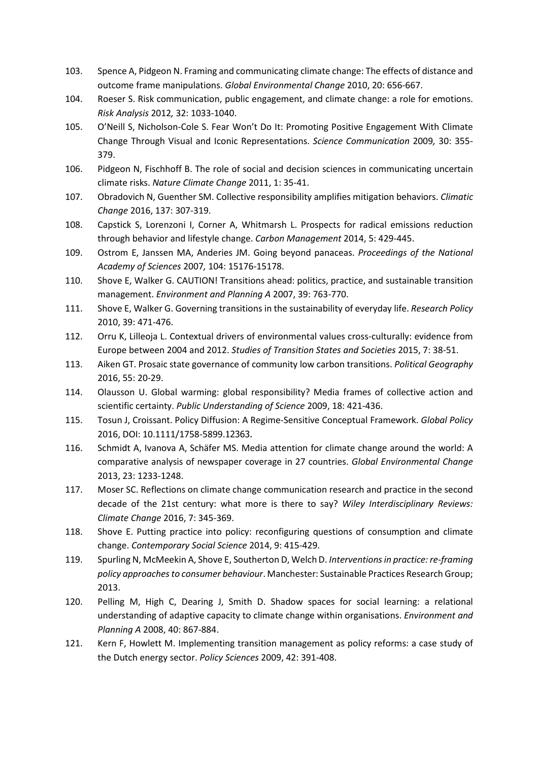103. Spence A, Pidgeon N. Framing and communicating climate change: The effects of distance and outcome frame manipulations. *Global Environmental Change* 2010, 20: 656-667.
104. Roeser S. Risk communication, public engagement, and climate change: a role for emotions. *Risk Analysis* 2012*,* 32: 1033-1040.
105. O'Neill S, Nicholson-Cole S. Fear Won't Do It: Promoting Positive Engagement With Climate Change Through Visual and Iconic Representations. *Science Communication* 2009*,* 30: 355-379.
106. Pidgeon N, Fischhoff B. The role of social and decision sciences in communicating uncertain climate risks. *Nature Climate Change* 2011, 1: 35-41.
107. Obradovich N, Guenther SM. Collective responsibility amplifies mitigation behaviors. *Climatic Change* 2016, 137: 307-319.
108. Capstick S, Lorenzoni I, Corner A, Whitmarsh L. Prospects for radical emissions reduction through behavior and lifestyle change. *Carbon Management* 2014, 5: 429-445.
109. Ostrom E, Janssen MA, Anderies JM. Going beyond panaceas. *Proceedings of the National Academy of Sciences* 2007*,* 104: 15176-15178.
110. Shove E, Walker G. CAUTION! Transitions ahead: politics, practice, and sustainable transition management. *Environment and Planning A* 2007, 39: 763-770.
111. Shove E, Walker G. Governing transitions in the sustainability of everyday life. *Research Policy* 2010, 39: 471-476.
112. Orru K, Lilleoja L. Contextual drivers of environmental values cross-culturally: evidence from Europe between 2004 and 2012. *Studies of Transition States and Societies* 2015, 7: 38-51.
113. Aiken GT. Prosaic state governance of community low carbon transitions. *Political Geography* 2016, 55: 20-29.
114. Olausson U. Global warming: global responsibility? Media frames of collective action and scientific certainty. *Public Understanding of Science* 2009, 18: 421-436.
115. Tosun J, Croissant. Policy Diffusion: A Regime-Sensitive Conceptual Framework. *Global Policy* 2016, DOI: 10.1111/1758-5899.12363.
116. Schmidt A, Ivanova A, Schäfer MS. Media attention for climate change around the world: A comparative analysis of newspaper coverage in 27 countries. *Global Environmental Change* 2013, 23: 1233-1248.
117. Moser SC. Reflections on climate change communication research and practice in the second decade of the 21st century: what more is there to say? *Wiley Interdisciplinary Reviews: Climate Change* 2016, 7: 345-369.
118. Shove E. Putting practice into policy: reconfiguring questions of consumption and climate change. *Contemporary Social Science* 2014, 9: 415-429.
119. Spurling N, McMeekin A, Shove E, Southerton D, Welch D. *Interventions in practice: re-framing policy approaches to consumer behaviour*. Manchester: Sustainable Practices Research Group; 2013.
120. Pelling M, High C, Dearing J, Smith D. Shadow spaces for social learning: a relational understanding of adaptive capacity to climate change within organisations. *Environment and Planning A* 2008, 40: 867-884.
121. Kern F, Howlett M. Implementing transition management as policy reforms: a case study of the Dutch energy sector. *Policy Sciences* 2009, 42: 391-408.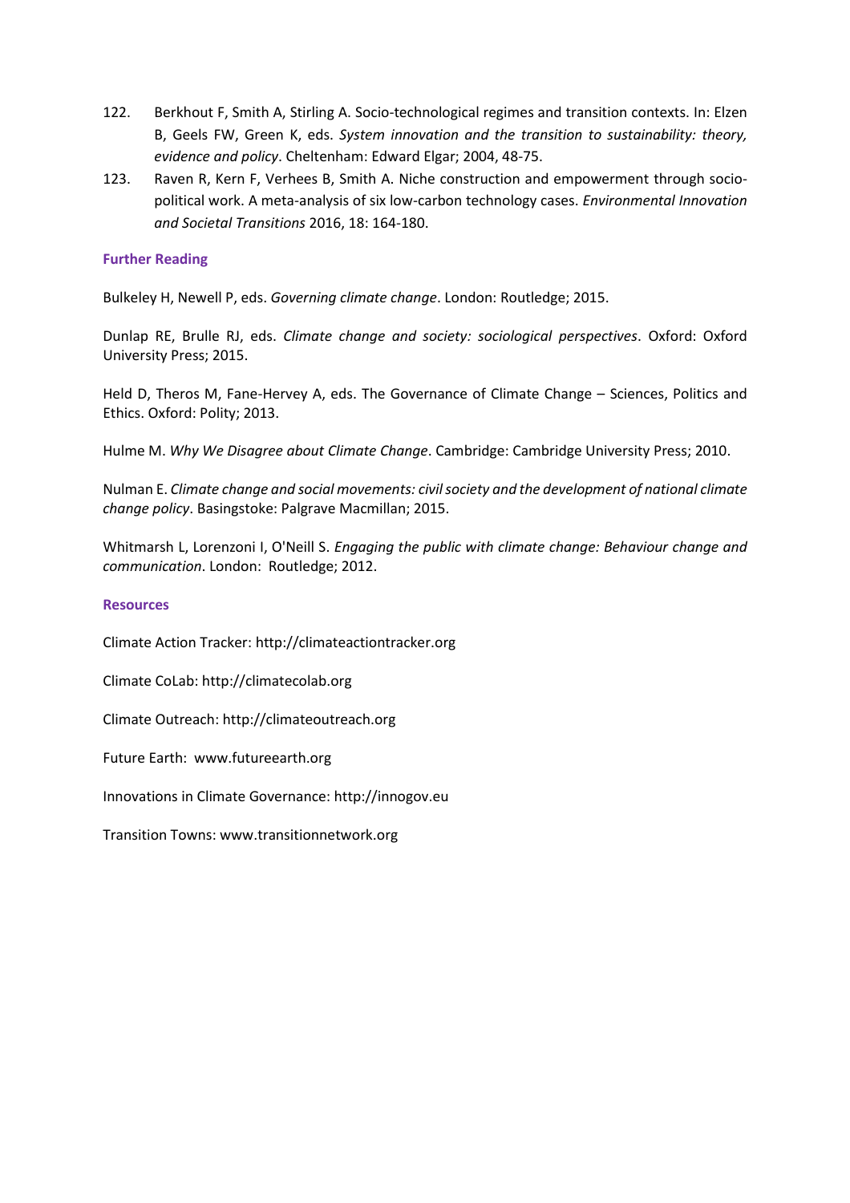122. Berkhout F, Smith A, Stirling A. Socio-technological regimes and transition contexts. In: Elzen B, Geels FW, Green K, eds. *System innovation and the transition to sustainability: theory, evidence and policy*. Cheltenham: Edward Elgar; 2004, 48-75.

123. Raven R, Kern F, Verhees B, Smith A. Niche construction and empowerment through socio-political work. A meta-analysis of six low-carbon technology cases. *Environmental Innovation and Societal Transitions* 2016, 18: 164-180.

### Further Reading

Bulkeley H, Newell P, eds. *Governing climate change*. London: Routledge; 2015.

Dunlap RE, Brulle RJ, eds. *Climate change and society: sociological perspectives*. Oxford: Oxford University Press; 2015.

Held D, Theros M, Fane-Hervey A, eds. The Governance of Climate Change – Sciences, Politics and Ethics. Oxford: Polity; 2013.

Hulme M. *Why We Disagree about Climate Change*. Cambridge: Cambridge University Press; 2010.

Nulman E. *Climate change and social movements: civil society and the development of national climate change policy*. Basingstoke: Palgrave Macmillan; 2015.

Whitmarsh L, Lorenzoni I, O'Neill S. *Engaging the public with climate change: Behaviour change and communication*. London: Routledge; 2012.

### Resources

Climate Action Tracker: http://climateactiontracker.org

Climate CoLab: http://climatecolab.org

Climate Outreach: http://climateoutreach.org

Future Earth: www.futureearth.org

Innovations in Climate Governance: http://innogov.eu

Transition Towns: www.transitionnetwork.org